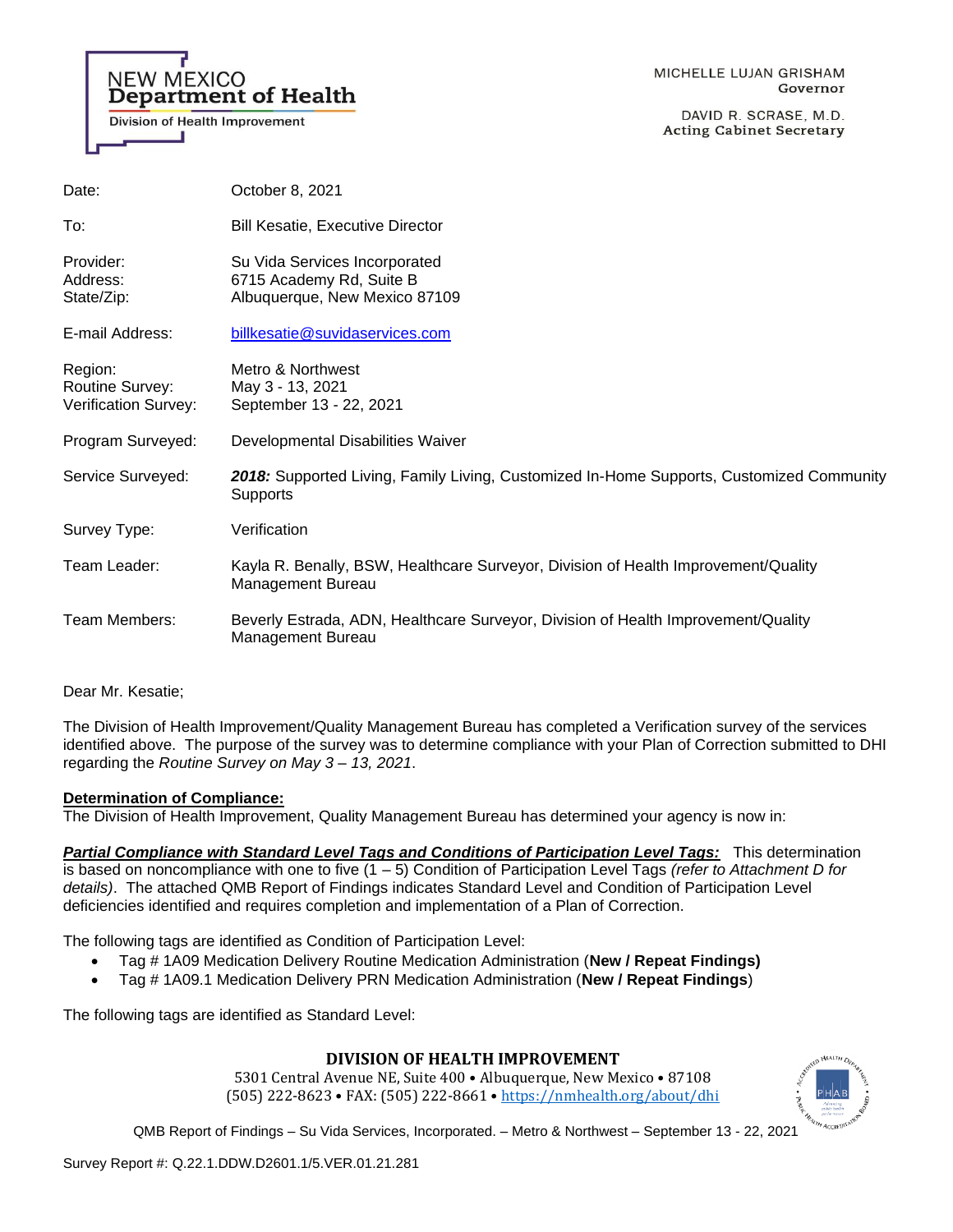NEW MEXICO
**Department of Health**
Division of Health Improvement

MICHELLE LUJAN GRISHAM
**Governor**

DAVID R. SCRASE, M.D.
**Acting Cabinet Secretary**

| | |
|---|---|
| Date: | October 8, 2021 |
| To: | Bill Kesatie, Executive Director |
| Provider: | Su Vida Services Incorporated |
| Address: | 6715 Academy Rd, Suite B |
| State/Zip: | Albuquerque, New Mexico 87109 |
| E-mail Address: | billkesatie@suvidaservices.com |
| Region: | Metro & Northwest |
| Routine Survey: | May 3 - 13, 2021 |
| Verification Survey: | September 13 - 22, 2021 |
| Program Surveyed: | Developmental Disabilities Waiver |
| Service Surveyed: | ***2018:*** Supported Living, Family Living, Customized In-Home Supports, Customized Community Supports |
| Survey Type: | Verification |
| Team Leader: | Kayla R. Benally, BSW, Healthcare Surveyor, Division of Health Improvement/Quality Management Bureau |
| Team Members: | Beverly Estrada, ADN, Healthcare Surveyor, Division of Health Improvement/Quality Management Bureau |

Dear Mr. Kesatie;

The Division of Health Improvement/Quality Management Bureau has completed a Verification survey of the services identified above. The purpose of the survey was to determine compliance with your Plan of Correction submitted to DHI regarding the *Routine Survey on May 3 – 13, 2021*.

**Determination of Compliance:**

The Division of Health Improvement, Quality Management Bureau has determined your agency is now in:

***Partial Compliance with Standard Level Tags and Conditions of Participation Level Tags:*** This determination is based on noncompliance with one to five (1 – 5) Condition of Participation Level Tags *(refer to Attachment D for details)*. The attached QMB Report of Findings indicates Standard Level and Condition of Participation Level deficiencies identified and requires completion and implementation of a Plan of Correction.

The following tags are identified as Condition of Participation Level:

- Tag # 1A09 Medication Delivery Routine Medication Administration (**New / Repeat Findings)**
- Tag # 1A09.1 Medication Delivery PRN Medication Administration (**New / Repeat Findings**)

The following tags are identified as Standard Level:

**DIVISION OF HEALTH IMPROVEMENT**
5301 Central Avenue NE, Suite 400 • Albuquerque, New Mexico • 87108
(505) 222-8623 • FAX: (505) 222-8661 • https://nmhealth.org/about/dhi

Survey Report #: Q.22.1.DDW.D2601.1/5.VER.01.21.281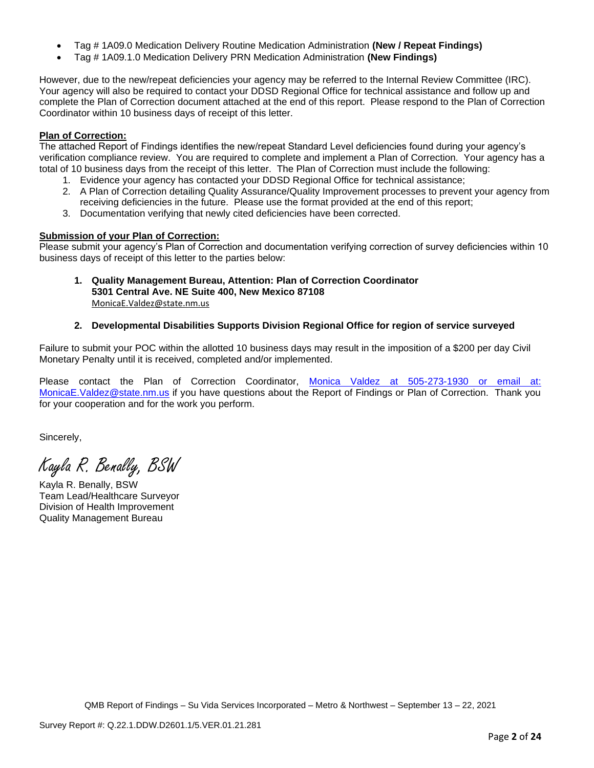- Tag # 1A09.0 Medication Delivery Routine Medication Administration **(New / Repeat Findings)**
- Tag # 1A09.1.0 Medication Delivery PRN Medication Administration **(New Findings)**

However, due to the new/repeat deficiencies your agency may be referred to the Internal Review Committee (IRC). Your agency will also be required to contact your DDSD Regional Office for technical assistance and follow up and complete the Plan of Correction document attached at the end of this report. Please respond to the Plan of Correction Coordinator within 10 business days of receipt of this letter.

**Plan of Correction:**

The attached Report of Findings identifies the new/repeat Standard Level deficiencies found during your agency's verification compliance review. You are required to complete and implement a Plan of Correction. Your agency has a total of 10 business days from the receipt of this letter. The Plan of Correction must include the following:

1. Evidence your agency has contacted your DDSD Regional Office for technical assistance;
2. A Plan of Correction detailing Quality Assurance/Quality Improvement processes to prevent your agency from receiving deficiencies in the future. Please use the format provided at the end of this report;
3. Documentation verifying that newly cited deficiencies have been corrected.

**Submission of your Plan of Correction:**

Please submit your agency's Plan of Correction and documentation verifying correction of survey deficiencies within 10 business days of receipt of this letter to the parties below:

1. **Quality Management Bureau, Attention: Plan of Correction Coordinator**
   **5301 Central Ave. NE Suite 400, New Mexico 87108**
   MonicaE.Valdez@state.nm.us

2. **Developmental Disabilities Supports Division Regional Office for region of service surveyed**

Failure to submit your POC within the allotted 10 business days may result in the imposition of a $200 per day Civil Monetary Penalty until it is received, completed and/or implemented.

Please contact the Plan of Correction Coordinator, Monica Valdez at 505-273-1930 or email at: MonicaE.Valdez@state.nm.us if you have questions about the Report of Findings or Plan of Correction. Thank you for your cooperation and for the work you perform.

Sincerely,

*Kayla R. Benally, BSW*

Kayla R. Benally, BSW
Team Lead/Healthcare Surveyor
Division of Health Improvement
Quality Management Bureau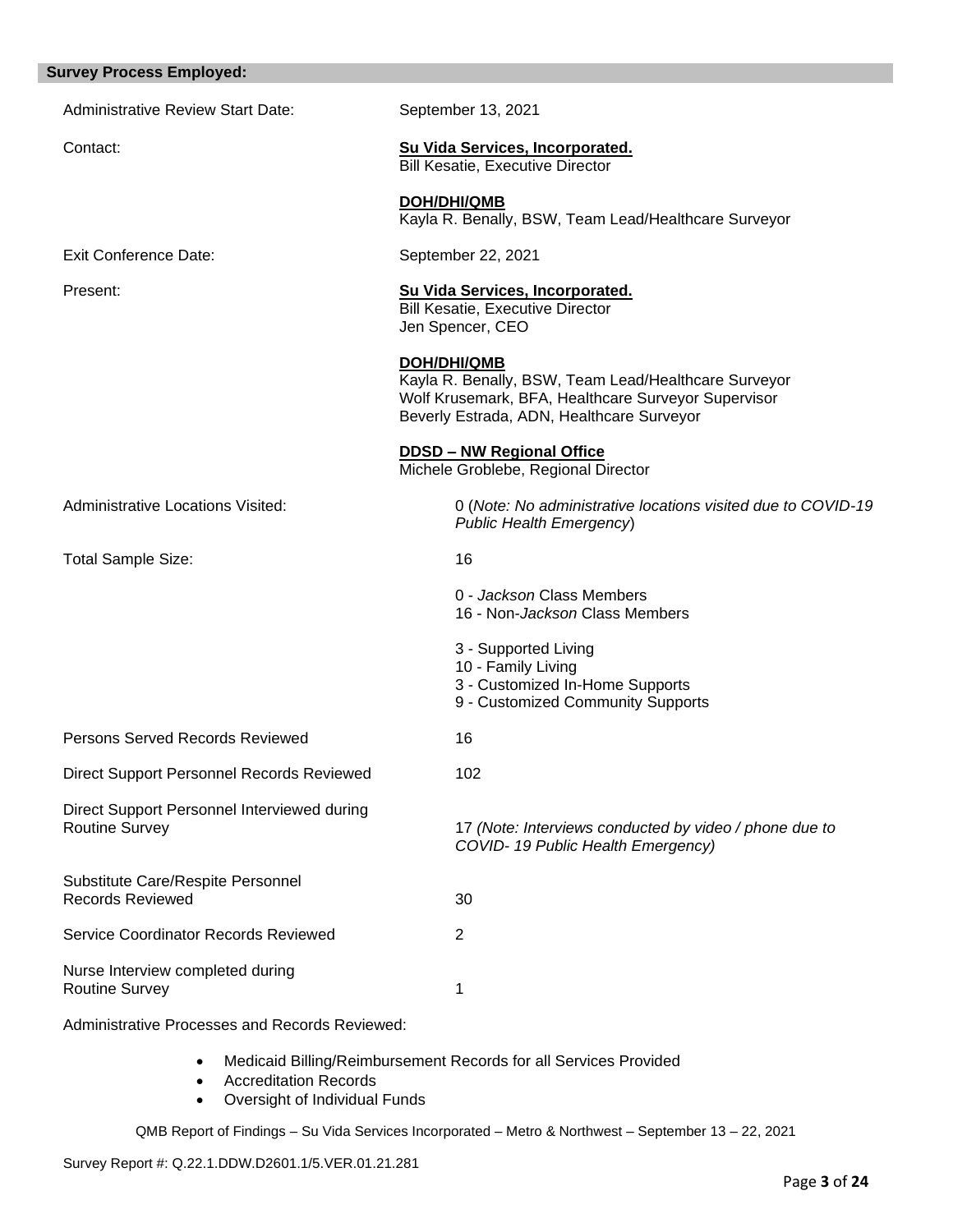## Survey Process Employed:

| | |
|---|---|
| Administrative Review Start Date: | September 13, 2021 |
| Contact: | **Su Vida Services, Incorporated.**<br>Bill Kesatie, Executive Director<br><br>**DOH/DHI/QMB**<br>Kayla R. Benally, BSW, Team Lead/Healthcare Surveyor |
| Exit Conference Date: | September 22, 2021 |
| Present: | **Su Vida Services, Incorporated.**<br>Bill Kesatie, Executive Director<br>Jen Spencer, CEO<br><br>**DOH/DHI/QMB**<br>Kayla R. Benally, BSW, Team Lead/Healthcare Surveyor<br>Wolf Krusemark, BFA, Healthcare Surveyor Supervisor<br>Beverly Estrada, ADN, Healthcare Surveyor<br><br>**DDSD – NW Regional Office**<br>Michele Groblebe, Regional Director |
| Administrative Locations Visited: | 0 (*Note: No administrative locations visited due to COVID-19 Public Health Emergency*) |
| Total Sample Size: | 16<br><br>0 - *Jackson* Class Members<br>16 - Non-*Jackson* Class Members<br><br>3 - Supported Living<br>10 - Family Living<br>3 - Customized In-Home Supports<br>9 - Customized Community Supports |
| Persons Served Records Reviewed | 16 |
| Direct Support Personnel Records Reviewed | 102 |
| Direct Support Personnel Interviewed during Routine Survey | 17 *(Note: Interviews conducted by video / phone due to COVID- 19 Public Health Emergency)* |
| Substitute Care/Respite Personnel Records Reviewed | 30 |
| Service Coordinator Records Reviewed | 2 |
| Nurse Interview completed during Routine Survey | 1 |

Administrative Processes and Records Reviewed:

- Medicaid Billing/Reimbursement Records for all Services Provided
- Accreditation Records
- Oversight of Individual Funds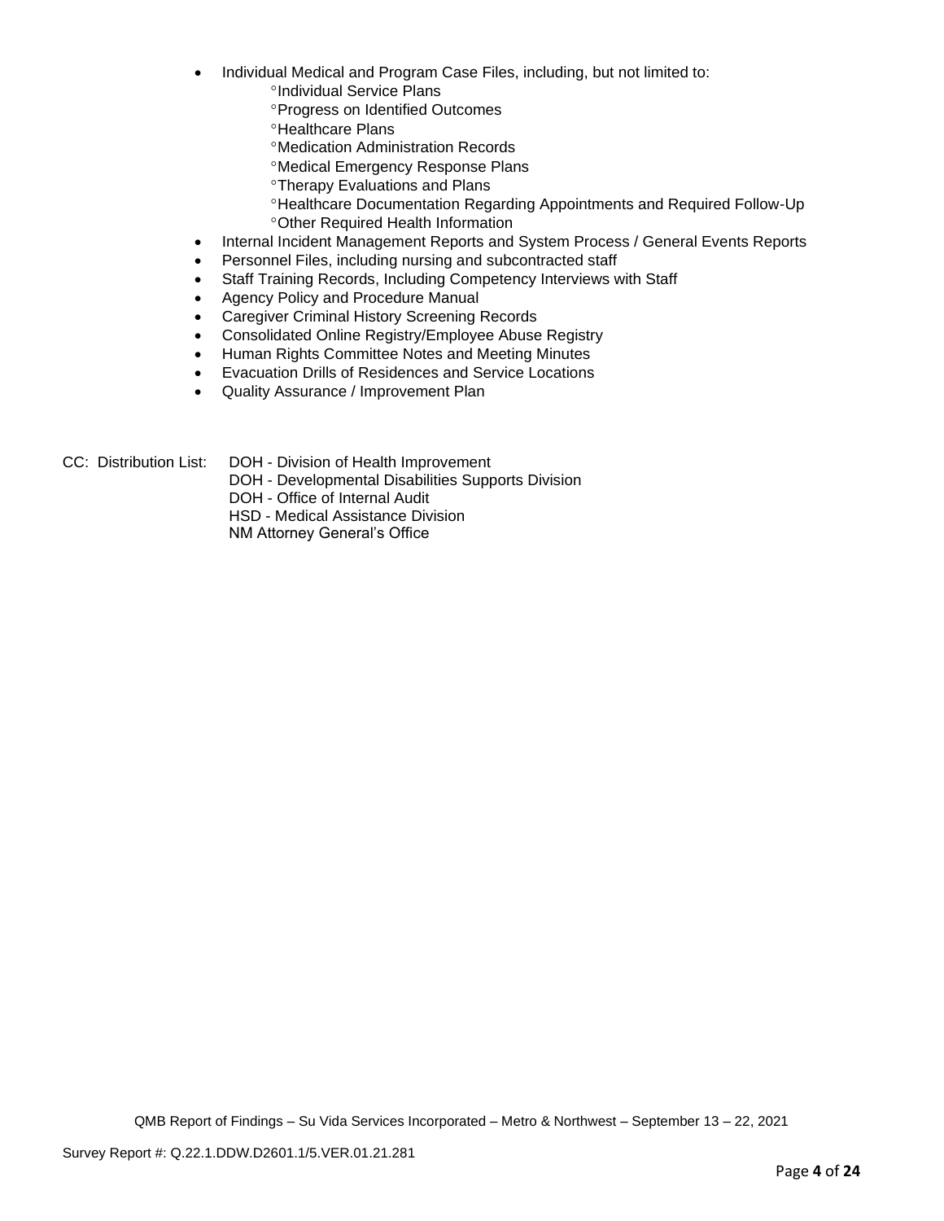- Individual Medical and Program Case Files, including, but not limited to:
  - °Individual Service Plans
  - °Progress on Identified Outcomes
  - °Healthcare Plans
  - °Medication Administration Records
  - °Medical Emergency Response Plans
  - °Therapy Evaluations and Plans
  - °Healthcare Documentation Regarding Appointments and Required Follow-Up
  - °Other Required Health Information
- Internal Incident Management Reports and System Process / General Events Reports
- Personnel Files, including nursing and subcontracted staff
- Staff Training Records, Including Competency Interviews with Staff
- Agency Policy and Procedure Manual
- Caregiver Criminal History Screening Records
- Consolidated Online Registry/Employee Abuse Registry
- Human Rights Committee Notes and Meeting Minutes
- Evacuation Drills of Residences and Service Locations
- Quality Assurance / Improvement Plan

CC: Distribution List: DOH - Division of Health Improvement
DOH - Developmental Disabilities Supports Division
DOH - Office of Internal Audit
HSD - Medical Assistance Division
NM Attorney General's Office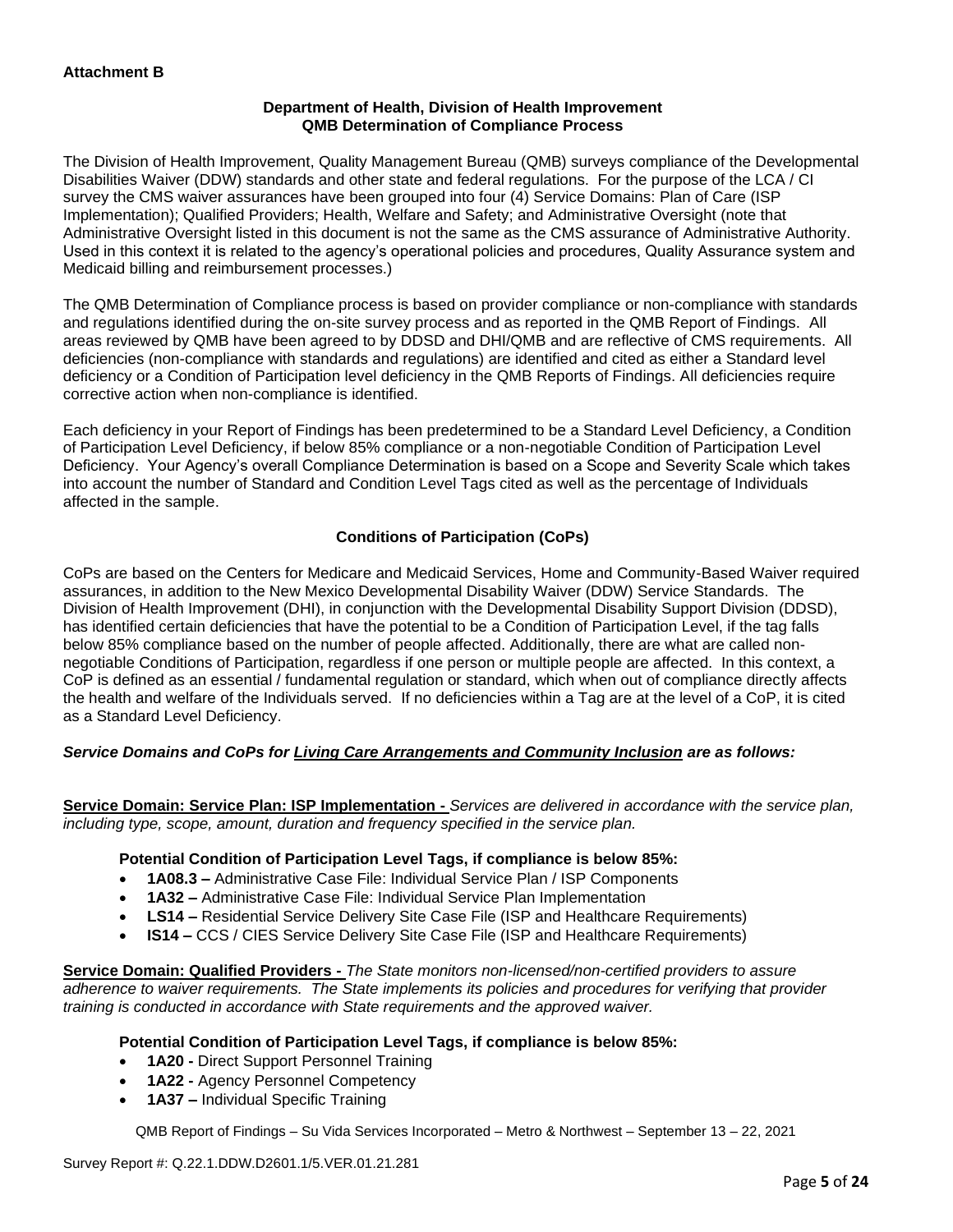**Attachment B**

**Department of Health, Division of Health Improvement**
**QMB Determination of Compliance Process**

The Division of Health Improvement, Quality Management Bureau (QMB) surveys compliance of the Developmental Disabilities Waiver (DDW) standards and other state and federal regulations. For the purpose of the LCA / CI survey the CMS waiver assurances have been grouped into four (4) Service Domains: Plan of Care (ISP Implementation); Qualified Providers; Health, Welfare and Safety; and Administrative Oversight (note that Administrative Oversight listed in this document is not the same as the CMS assurance of Administrative Authority. Used in this context it is related to the agency's operational policies and procedures, Quality Assurance system and Medicaid billing and reimbursement processes.)

The QMB Determination of Compliance process is based on provider compliance or non-compliance with standards and regulations identified during the on-site survey process and as reported in the QMB Report of Findings. All areas reviewed by QMB have been agreed to by DDSD and DHI/QMB and are reflective of CMS requirements. All deficiencies (non-compliance with standards and regulations) are identified and cited as either a Standard level deficiency or a Condition of Participation level deficiency in the QMB Reports of Findings. All deficiencies require corrective action when non-compliance is identified.

Each deficiency in your Report of Findings has been predetermined to be a Standard Level Deficiency, a Condition of Participation Level Deficiency, if below 85% compliance or a non-negotiable Condition of Participation Level Deficiency. Your Agency's overall Compliance Determination is based on a Scope and Severity Scale which takes into account the number of Standard and Condition Level Tags cited as well as the percentage of Individuals affected in the sample.

**Conditions of Participation (CoPs)**

CoPs are based on the Centers for Medicare and Medicaid Services, Home and Community-Based Waiver required assurances, in addition to the New Mexico Developmental Disability Waiver (DDW) Service Standards. The Division of Health Improvement (DHI), in conjunction with the Developmental Disability Support Division (DDSD), has identified certain deficiencies that have the potential to be a Condition of Participation Level, if the tag falls below 85% compliance based on the number of people affected. Additionally, there are what are called non-negotiable Conditions of Participation, regardless if one person or multiple people are affected. In this context, a CoP is defined as an essential / fundamental regulation or standard, which when out of compliance directly affects the health and welfare of the Individuals served. If no deficiencies within a Tag are at the level of a CoP, it is cited as a Standard Level Deficiency.

***Service Domains and CoPs for Living Care Arrangements and Community Inclusion are as follows:***

**Service Domain: Service Plan: ISP Implementation -** *Services are delivered in accordance with the service plan, including type, scope, amount, duration and frequency specified in the service plan.*

**Potential Condition of Participation Level Tags, if compliance is below 85%:**

- **1A08.3 –** Administrative Case File: Individual Service Plan / ISP Components
- **1A32 –** Administrative Case File: Individual Service Plan Implementation
- **LS14 –** Residential Service Delivery Site Case File (ISP and Healthcare Requirements)
- **IS14 –** CCS / CIES Service Delivery Site Case File (ISP and Healthcare Requirements)

**Service Domain: Qualified Providers -** *The State monitors non-licensed/non-certified providers to assure adherence to waiver requirements. The State implements its policies and procedures for verifying that provider training is conducted in accordance with State requirements and the approved waiver.*

**Potential Condition of Participation Level Tags, if compliance is below 85%:**

- **1A20 -** Direct Support Personnel Training
- **1A22 -** Agency Personnel Competency
- **1A37 –** Individual Specific Training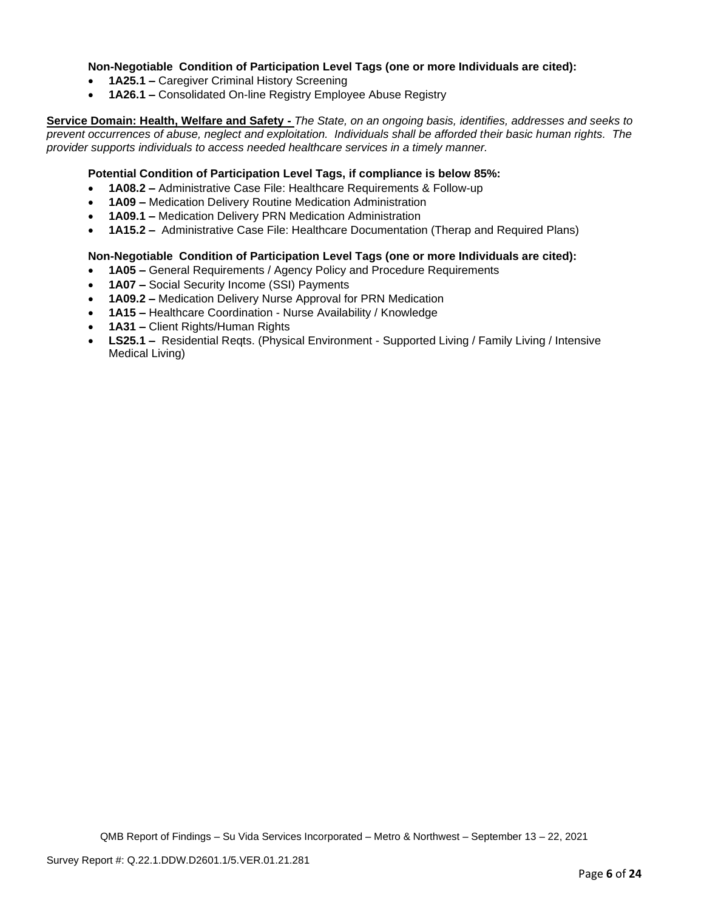**Non-Negotiable Condition of Participation Level Tags (one or more Individuals are cited):**

- **1A25.1 –** Caregiver Criminal History Screening
- **1A26.1 –** Consolidated On-line Registry Employee Abuse Registry

**Service Domain: Health, Welfare and Safety -** *The State, on an ongoing basis, identifies, addresses and seeks to prevent occurrences of abuse, neglect and exploitation. Individuals shall be afforded their basic human rights. The provider supports individuals to access needed healthcare services in a timely manner.*

**Potential Condition of Participation Level Tags, if compliance is below 85%:**

- **1A08.2 –** Administrative Case File: Healthcare Requirements & Follow-up
- **1A09 –** Medication Delivery Routine Medication Administration
- **1A09.1 –** Medication Delivery PRN Medication Administration
- **1A15.2 –** Administrative Case File: Healthcare Documentation (Therap and Required Plans)

**Non-Negotiable Condition of Participation Level Tags (one or more Individuals are cited):**

- **1A05 –** General Requirements / Agency Policy and Procedure Requirements
- **1A07 –** Social Security Income (SSI) Payments
- **1A09.2 –** Medication Delivery Nurse Approval for PRN Medication
- **1A15 –** Healthcare Coordination - Nurse Availability / Knowledge
- **1A31 –** Client Rights/Human Rights
- **LS25.1 –** Residential Reqts. (Physical Environment - Supported Living / Family Living / Intensive Medical Living)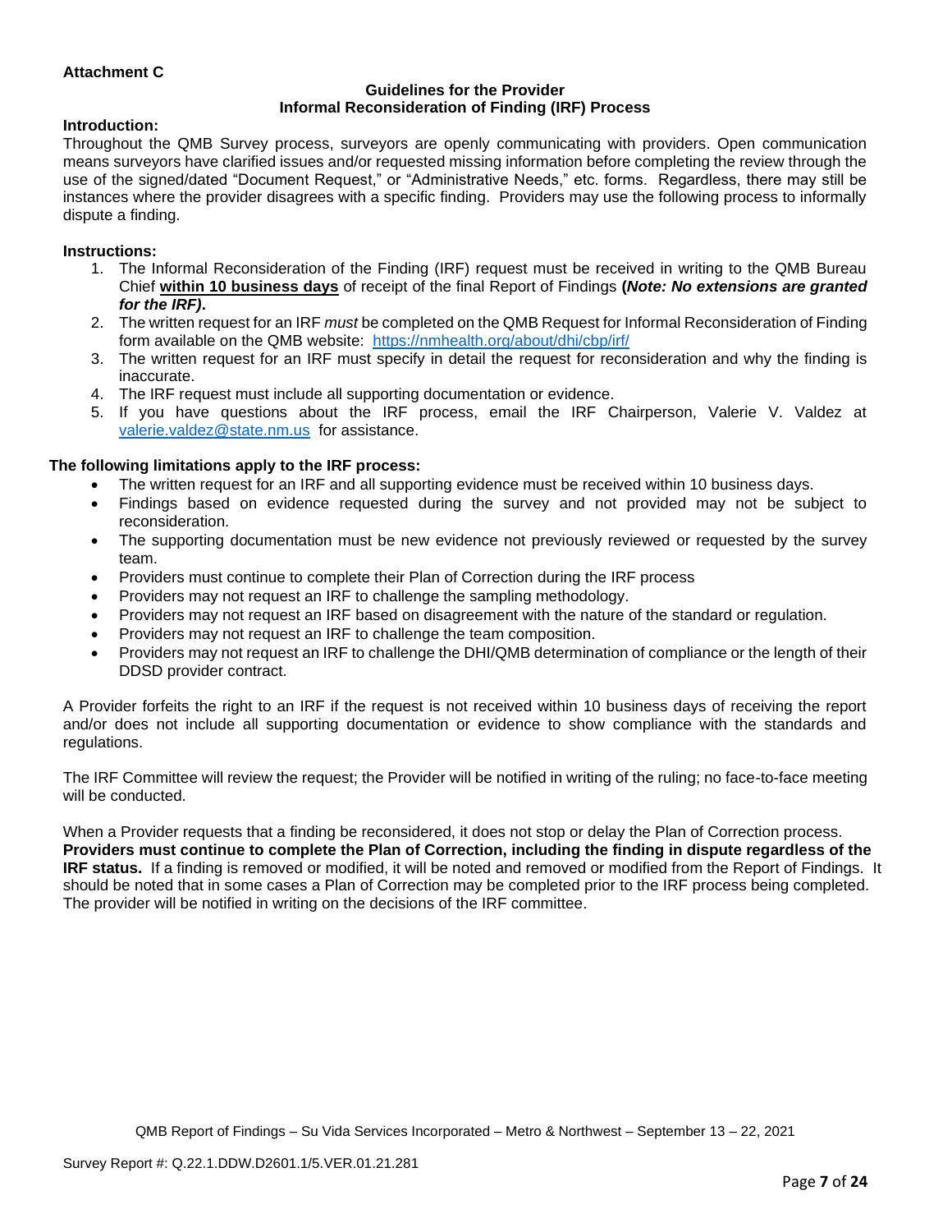**Attachment C**

**Guidelines for the Provider**
**Informal Reconsideration of Finding (IRF) Process**

**Introduction:**

Throughout the QMB Survey process, surveyors are openly communicating with providers. Open communication means surveyors have clarified issues and/or requested missing information before completing the review through the use of the signed/dated "Document Request," or "Administrative Needs," etc. forms. Regardless, there may still be instances where the provider disagrees with a specific finding. Providers may use the following process to informally dispute a finding.

**Instructions:**

1. The Informal Reconsideration of the Finding (IRF) request must be received in writing to the QMB Bureau Chief **within 10 business days** of receipt of the final Report of Findings **(*Note: No extensions are granted for the IRF)*.**
2. The written request for an IRF *must* be completed on the QMB Request for Informal Reconsideration of Finding form available on the QMB website: https://nmhealth.org/about/dhi/cbp/irf/
3. The written request for an IRF must specify in detail the request for reconsideration and why the finding is inaccurate.
4. The IRF request must include all supporting documentation or evidence.
5. If you have questions about the IRF process, email the IRF Chairperson, Valerie V. Valdez at valerie.valdez@state.nm.us for assistance.

**The following limitations apply to the IRF process:**

- The written request for an IRF and all supporting evidence must be received within 10 business days.
- Findings based on evidence requested during the survey and not provided may not be subject to reconsideration.
- The supporting documentation must be new evidence not previously reviewed or requested by the survey team.
- Providers must continue to complete their Plan of Correction during the IRF process
- Providers may not request an IRF to challenge the sampling methodology.
- Providers may not request an IRF based on disagreement with the nature of the standard or regulation.
- Providers may not request an IRF to challenge the team composition.
- Providers may not request an IRF to challenge the DHI/QMB determination of compliance or the length of their DDSD provider contract.

A Provider forfeits the right to an IRF if the request is not received within 10 business days of receiving the report and/or does not include all supporting documentation or evidence to show compliance with the standards and regulations.

The IRF Committee will review the request; the Provider will be notified in writing of the ruling; no face-to-face meeting will be conducted.

When a Provider requests that a finding be reconsidered, it does not stop or delay the Plan of Correction process. **Providers must continue to complete the Plan of Correction, including the finding in dispute regardless of the IRF status.** If a finding is removed or modified, it will be noted and removed or modified from the Report of Findings. It should be noted that in some cases a Plan of Correction may be completed prior to the IRF process being completed. The provider will be notified in writing on the decisions of the IRF committee.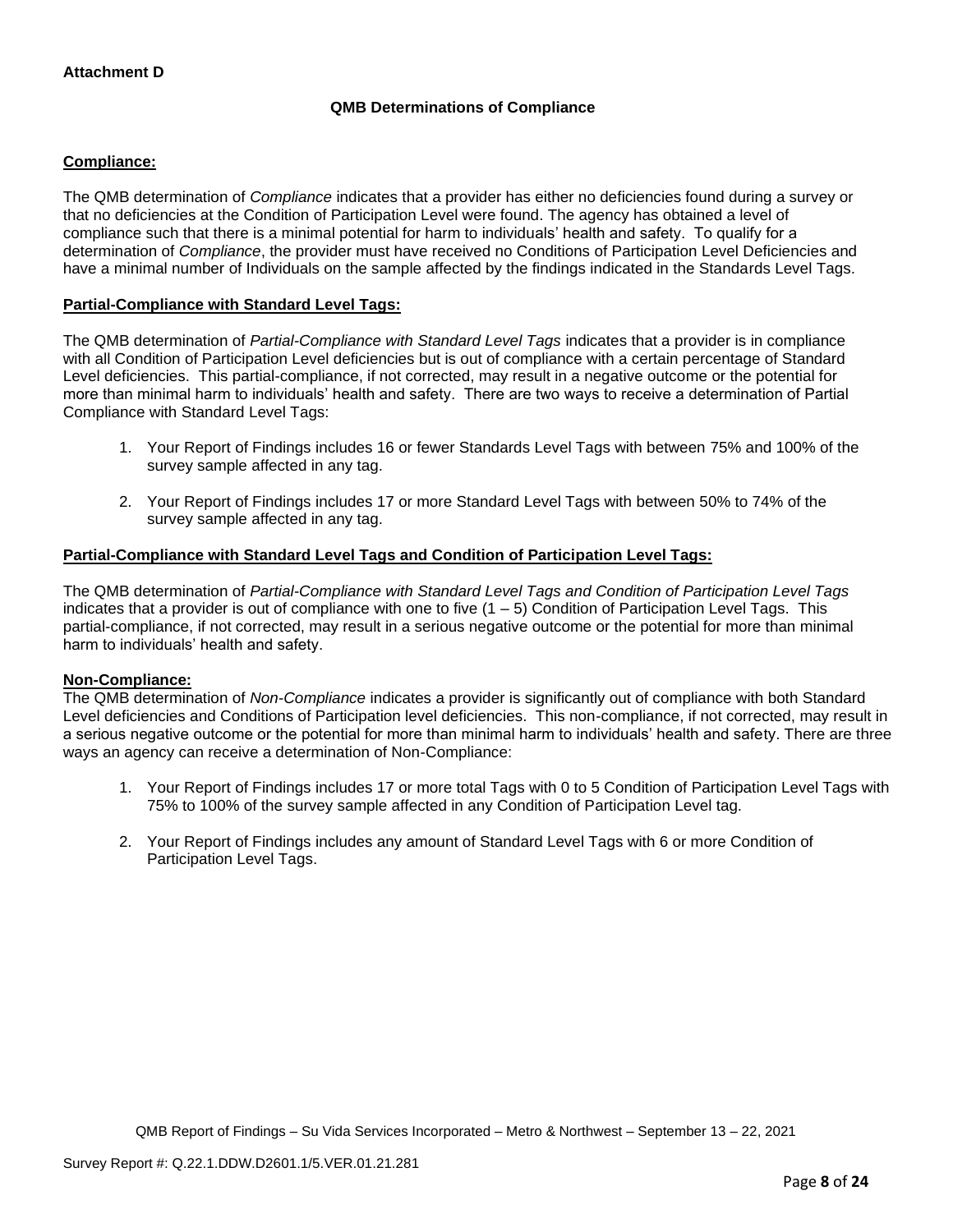**Attachment D**

## QMB Determinations of Compliance

**Compliance:**

The QMB determination of *Compliance* indicates that a provider has either no deficiencies found during a survey or that no deficiencies at the Condition of Participation Level were found. The agency has obtained a level of compliance such that there is a minimal potential for harm to individuals' health and safety. To qualify for a determination of *Compliance*, the provider must have received no Conditions of Participation Level Deficiencies and have a minimal number of Individuals on the sample affected by the findings indicated in the Standards Level Tags.

**Partial-Compliance with Standard Level Tags:**

The QMB determination of *Partial-Compliance with Standard Level Tags* indicates that a provider is in compliance with all Condition of Participation Level deficiencies but is out of compliance with a certain percentage of Standard Level deficiencies. This partial-compliance, if not corrected, may result in a negative outcome or the potential for more than minimal harm to individuals' health and safety. There are two ways to receive a determination of Partial Compliance with Standard Level Tags:

1. Your Report of Findings includes 16 or fewer Standards Level Tags with between 75% and 100% of the survey sample affected in any tag.
2. Your Report of Findings includes 17 or more Standard Level Tags with between 50% to 74% of the survey sample affected in any tag.

**Partial-Compliance with Standard Level Tags and Condition of Participation Level Tags:**

The QMB determination of *Partial-Compliance with Standard Level Tags and Condition of Participation Level Tags* indicates that a provider is out of compliance with one to five (1 – 5) Condition of Participation Level Tags. This partial-compliance, if not corrected, may result in a serious negative outcome or the potential for more than minimal harm to individuals' health and safety.

**Non-Compliance:**

The QMB determination of *Non-Compliance* indicates a provider is significantly out of compliance with both Standard Level deficiencies and Conditions of Participation level deficiencies. This non-compliance, if not corrected, may result in a serious negative outcome or the potential for more than minimal harm to individuals' health and safety. There are three ways an agency can receive a determination of Non-Compliance:

1. Your Report of Findings includes 17 or more total Tags with 0 to 5 Condition of Participation Level Tags with 75% to 100% of the survey sample affected in any Condition of Participation Level tag.
2. Your Report of Findings includes any amount of Standard Level Tags with 6 or more Condition of Participation Level Tags.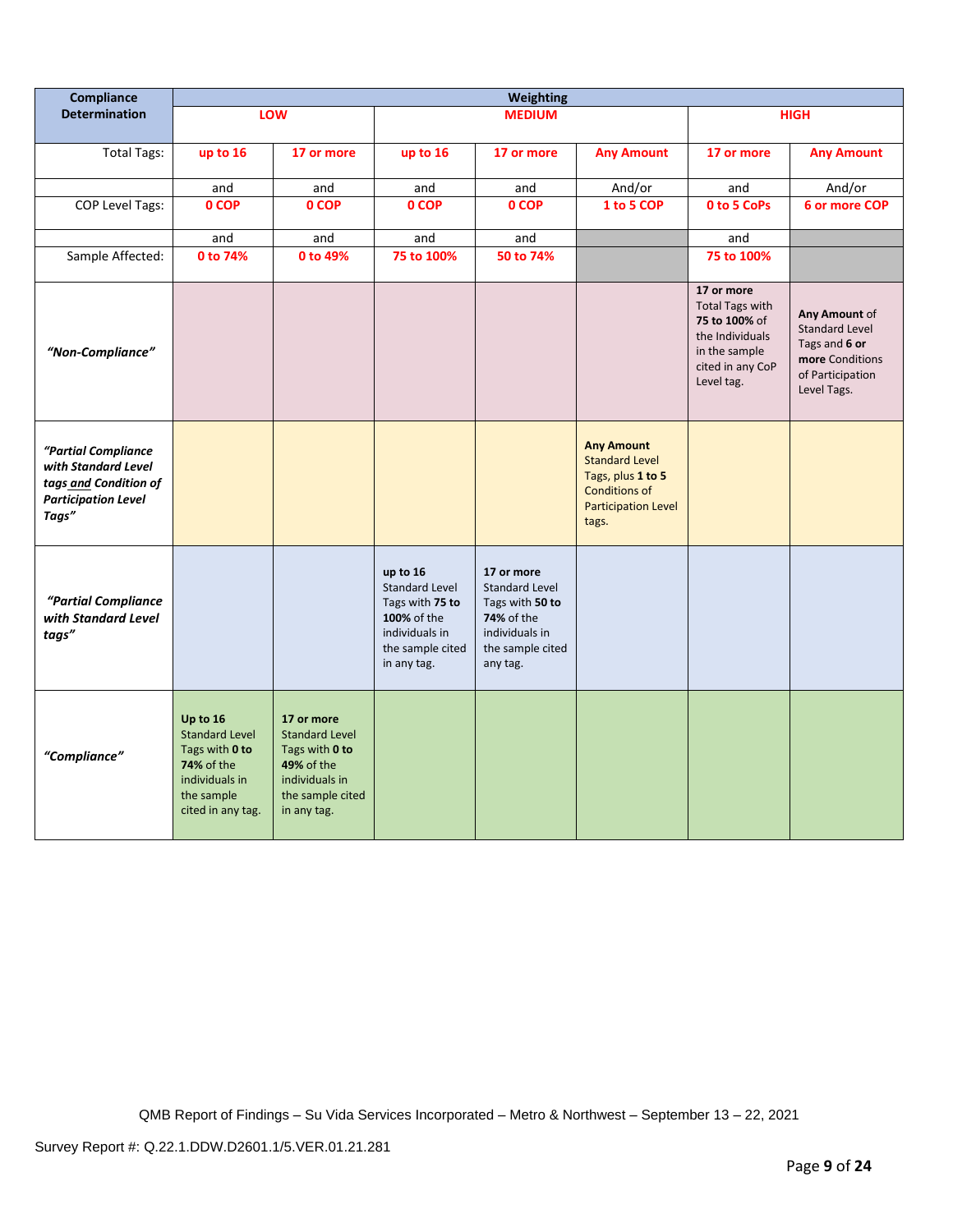| Compliance Determination | Weighting | | | | | | |
|---|---|---|---|---|---|---|---|
| | LOW | | MEDIUM | | | HIGH | |
| Total Tags: | up to 16 | 17 or more | up to 16 | 17 or more | Any Amount | 17 or more | Any Amount |
| | and | and | and | and | And/or | and | And/or |
| COP Level Tags: | 0 COP | 0 COP | 0 COP | 0 COP | 1 to 5 COP | 0 to 5 CoPs | 6 or more COP |
| | and | and | and | and | | and | |
| Sample Affected: | 0 to 74% | 0 to 49% | 75 to 100% | 50 to 74% | | 75 to 100% | |
| *"Non-Compliance"* | | | | | | **17 or more** Total Tags with **75 to 100%** of the Individuals in the sample cited in any CoP Level tag. | **Any Amount** of Standard Level Tags and **6 or more** Conditions of Participation Level Tags. |
| ***"Partial Compliance with Standard Level tags and Condition of Participation Level Tags"*** | | | | | **Any Amount** Standard Level Tags, plus **1 to 5** Conditions of Participation Level tags. | | |
| ***"Partial Compliance with Standard Level tags"*** | | | **up to 16** Standard Level Tags with **75 to 100%** of the individuals in the sample cited in any tag. | **17 or more** Standard Level Tags with **50 to 74%** of the individuals in the sample cited any tag. | | | |
| *"Compliance"* | **Up to 16** Standard Level Tags with **0 to 74%** of the individuals in the sample cited in any tag. | **17 or more** Standard Level Tags with **0 to 49%** of the individuals in the sample cited in any tag. | | | | | |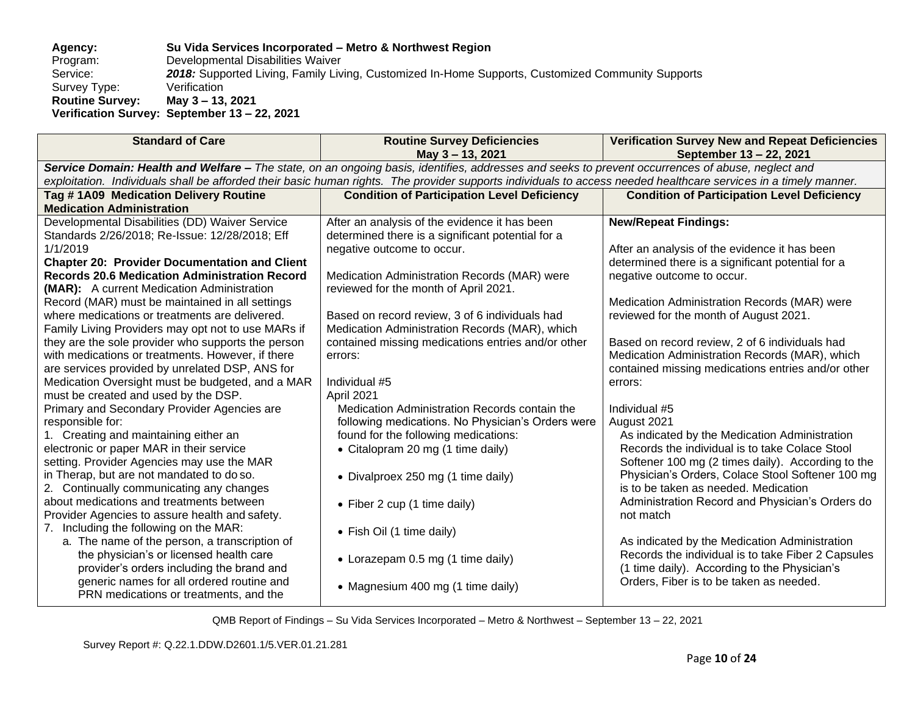**Agency:** **Su Vida Services Incorporated – Metro & Northwest Region**
Program: Developmental Disabilities Waiver
Service: ***2018:*** Supported Living, Family Living, Customized In-Home Supports, Customized Community Supports
Survey Type: Verification
**Routine Survey:** **May 3 – 13, 2021**
**Verification Survey: September 13 – 22, 2021**

| Standard of Care | Routine Survey Deficiencies May 3 – 13, 2021 | Verification Survey New and Repeat Deficiencies September 13 – 22, 2021 |
|---|---|---|
| ***Service Domain: Health and Welfare –*** *The state, on an ongoing basis, identifies, addresses and seeks to prevent occurrences of abuse, neglect and exploitation. Individuals shall be afforded their basic human rights. The provider supports individuals to access needed healthcare services in a timely manner.* | | |
| **Tag # 1A09 Medication Delivery Routine Medication Administration** | **Condition of Participation Level Deficiency** | **Condition of Participation Level Deficiency** |
| Developmental Disabilities (DD) Waiver Service Standards 2/26/2018; Re-Issue: 12/28/2018; Eff 1/1/2019<br>**Chapter 20: Provider Documentation and Client Records 20.6 Medication Administration Record (MAR):** A current Medication Administration Record (MAR) must be maintained in all settings where medications or treatments are delivered. Family Living Providers may opt not to use MARs if they are the sole provider who supports the person with medications or treatments. However, if there are services provided by unrelated DSP, ANS for Medication Oversight must be budgeted, and a MAR must be created and used by the DSP.<br>Primary and Secondary Provider Agencies are responsible for:<br>1. Creating and maintaining either an electronic or paper MAR in their service setting. Provider Agencies may use the MAR in Therap, but are not mandated to do so.<br>2. Continually communicating any changes about medications and treatments between Provider Agencies to assure health and safety.<br>7. Including the following on the MAR:<br>a. The name of the person, a transcription of the physician's or licensed health care provider's orders including the brand and generic names for all ordered routine and PRN medications or treatments, and the | After an analysis of the evidence it has been determined there is a significant potential for a negative outcome to occur.<br><br>Medication Administration Records (MAR) were reviewed for the month of April 2021.<br><br>Based on record review, 3 of 6 individuals had Medication Administration Records (MAR), which contained missing medications entries and/or other errors:<br><br>Individual #5<br>April 2021<br>Medication Administration Records contain the following medications. No Physician's Orders were found for the following medications:<br>• Citalopram 20 mg (1 time daily)<br>• Divalproex 250 mg (1 time daily)<br>• Fiber 2 cup (1 time daily)<br>• Fish Oil (1 time daily)<br>• Lorazepam 0.5 mg (1 time daily)<br>• Magnesium 400 mg (1 time daily) | **New/Repeat Findings:**<br><br>After an analysis of the evidence it has been determined there is a significant potential for a negative outcome to occur.<br><br>Medication Administration Records (MAR) were reviewed for the month of August 2021.<br><br>Based on record review, 2 of 6 individuals had Medication Administration Records (MAR), which contained missing medications entries and/or other errors:<br><br>Individual #5<br>August 2021<br>As indicated by the Medication Administration Records the individual is to take Colace Stool Softener 100 mg (2 times daily). According to the Physician's Orders, Colace Stool Softener 100 mg is to be taken as needed. Medication Administration Record and Physician's Orders do not match<br><br>As indicated by the Medication Administration Records the individual is to take Fiber 2 Capsules (1 time daily). According to the Physician's Orders, Fiber is to be taken as needed. |

QMB Report of Findings – Su Vida Services Incorporated – Metro & Northwest – September 13 – 22, 2021

Survey Report #: Q.22.1.DDW.D2601.1/5.VER.01.21.281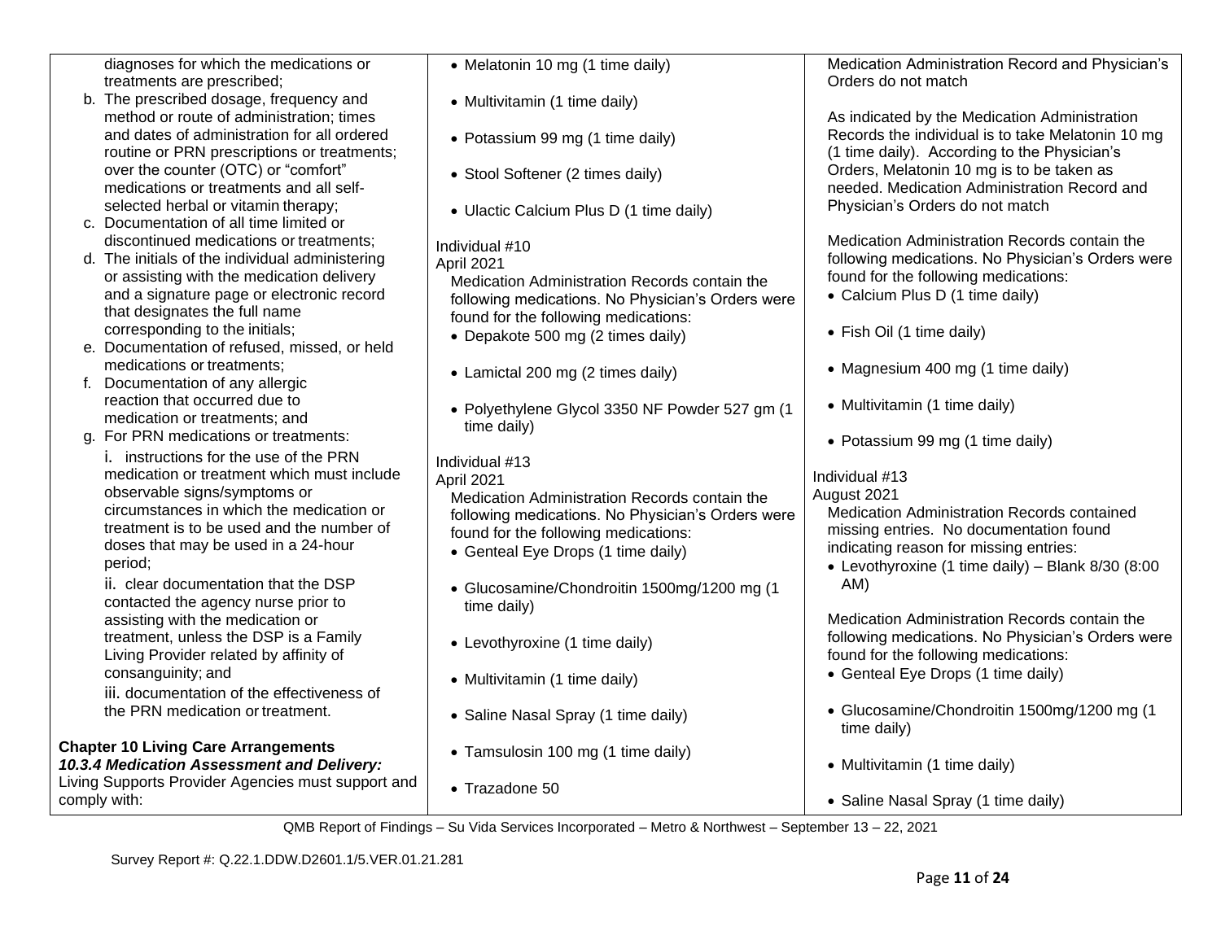| | | |
|---|---|---|
| diagnoses for which the medications or treatments are prescribed;<br>b. The prescribed dosage, frequency and method or route of administration; times and dates of administration for all ordered routine or PRN prescriptions or treatments; over the counter (OTC) or "comfort" medications or treatments and all self-selected herbal or vitamin therapy;<br>c. Documentation of all time limited or discontinued medications or treatments;<br>d. The initials of the individual administering or assisting with the medication delivery and a signature page or electronic record that designates the full name corresponding to the initials;<br>e. Documentation of refused, missed, or held medications or treatments;<br>f. Documentation of any allergic reaction that occurred due to medication or treatments; and<br>g. For PRN medications or treatments:<br>i. instructions for the use of the PRN medication or treatment which must include observable signs/symptoms or circumstances in which the medication or treatment is to be used and the number of doses that may be used in a 24-hour period;<br>ii. clear documentation that the DSP contacted the agency nurse prior to assisting with the medication or treatment, unless the DSP is a Family Living Provider related by affinity of consanguinity; and<br>iii. documentation of the effectiveness of the PRN medication or treatment.<br><br>**Chapter 10 Living Care Arrangements**<br>***10.3.4 Medication Assessment and Delivery:*** Living Supports Provider Agencies must support and comply with: | • Melatonin 10 mg (1 time daily)<br>• Multivitamin (1 time daily)<br>• Potassium 99 mg (1 time daily)<br>• Stool Softener (2 times daily)<br>• Ulactic Calcium Plus D (1 time daily)<br><br>Individual #10<br>April 2021<br>Medication Administration Records contain the following medications. No Physician's Orders were found for the following medications:<br>• Depakote 500 mg (2 times daily)<br>• Lamictal 200 mg (2 times daily)<br>• Polyethylene Glycol 3350 NF Powder 527 gm (1 time daily)<br><br>Individual #13<br>April 2021<br>Medication Administration Records contain the following medications. No Physician's Orders were found for the following medications:<br>• Genteal Eye Drops (1 time daily)<br>• Glucosamine/Chondroitin 1500mg/1200 mg (1 time daily)<br>• Levothyroxine (1 time daily)<br>• Multivitamin (1 time daily)<br>• Saline Nasal Spray (1 time daily)<br>• Tamsulosin 100 mg (1 time daily)<br>• Trazadone 50 | Medication Administration Record and Physician's Orders do not match<br><br>As indicated by the Medication Administration Records the individual is to take Melatonin 10 mg (1 time daily). According to the Physician's Orders, Melatonin 10 mg is to be taken as needed. Medication Administration Record and Physician's Orders do not match<br><br>Medication Administration Records contain the following medications. No Physician's Orders were found for the following medications:<br>• Calcium Plus D (1 time daily)<br>• Fish Oil (1 time daily)<br>• Magnesium 400 mg (1 time daily)<br>• Multivitamin (1 time daily)<br>• Potassium 99 mg (1 time daily)<br><br>Individual #13<br>August 2021<br>Medication Administration Records contained missing entries. No documentation found indicating reason for missing entries:<br>• Levothyroxine (1 time daily) – Blank 8/30 (8:00 AM)<br><br>Medication Administration Records contain the following medications. No Physician's Orders were found for the following medications:<br>• Genteal Eye Drops (1 time daily)<br>• Glucosamine/Chondroitin 1500mg/1200 mg (1 time daily)<br>• Multivitamin (1 time daily)<br>• Saline Nasal Spray (1 time daily) |

QMB Report of Findings – Su Vida Services Incorporated – Metro & Northwest – September 13 – 22, 2021

Survey Report #: Q.22.1.DDW.D2601.1/5.VER.01.21.281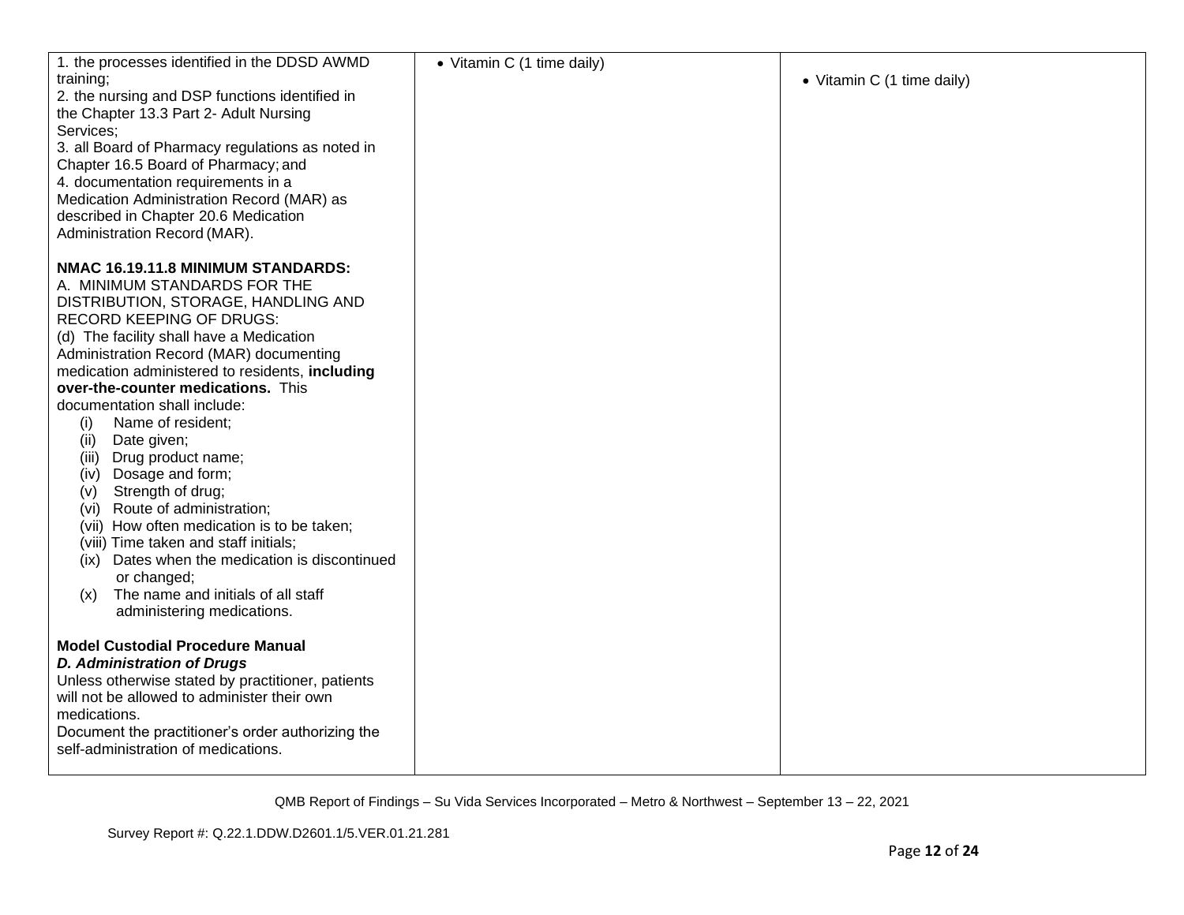| | | |
|---|---|---|
| 1. the processes identified in the DDSD AWMD training;<br>2. the nursing and DSP functions identified in the Chapter 13.3 Part 2- Adult Nursing Services;<br>3. all Board of Pharmacy regulations as noted in Chapter 16.5 Board of Pharmacy; and<br>4. documentation requirements in a Medication Administration Record (MAR) as described in Chapter 20.6 Medication Administration Record (MAR).<br><br>**NMAC 16.19.11.8 MINIMUM STANDARDS:**<br>A. MINIMUM STANDARDS FOR THE DISTRIBUTION, STORAGE, HANDLING AND RECORD KEEPING OF DRUGS:<br>(d) The facility shall have a Medication Administration Record (MAR) documenting medication administered to residents, **including over-the-counter medications.** This documentation shall include:<br>(i) Name of resident;<br>(ii) Date given;<br>(iii) Drug product name;<br>(iv) Dosage and form;<br>(v) Strength of drug;<br>(vi) Route of administration;<br>(vii) How often medication is to be taken;<br>(viii) Time taken and staff initials;<br>(ix) Dates when the medication is discontinued or changed;<br>(x) The name and initials of all staff administering medications.<br><br>**Model Custodial Procedure Manual**<br>***D. Administration of Drugs***<br>Unless otherwise stated by practitioner, patients will not be allowed to administer their own medications.<br>Document the practitioner's order authorizing the self-administration of medications. | • Vitamin C (1 time daily) | • Vitamin C (1 time daily) |

QMB Report of Findings – Su Vida Services Incorporated – Metro & Northwest – September 13 – 22, 2021

Survey Report #: Q.22.1.DDW.D2601.1/5.VER.01.21.281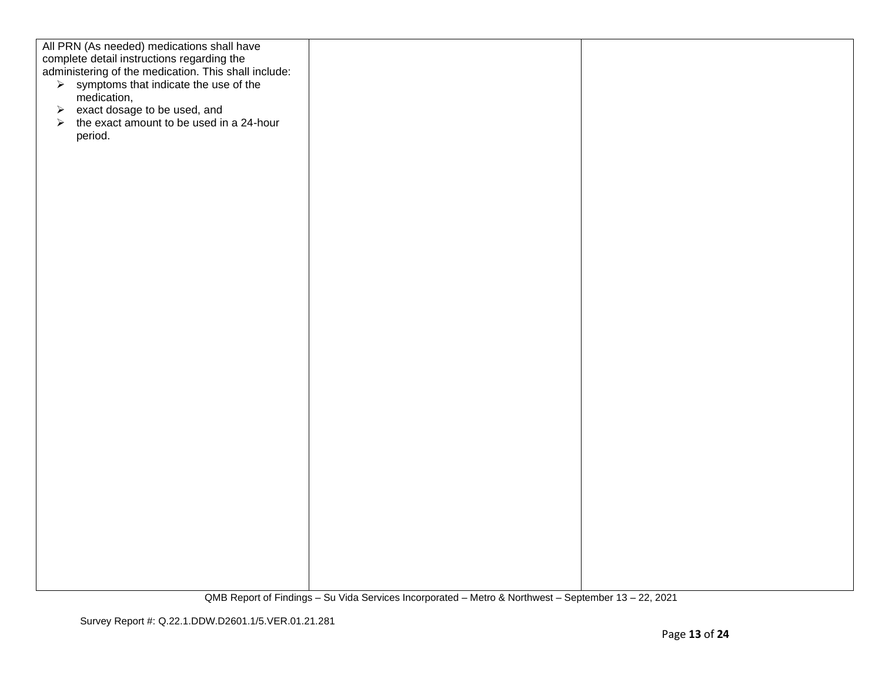| | | |
|---|---|---|
| All PRN (As needed) medications shall have complete detail instructions regarding the administering of the medication. This shall include:<br>➢ symptoms that indicate the use of the medication,<br>➢ exact dosage to be used, and<br>➢ the exact amount to be used in a 24-hour period. | | |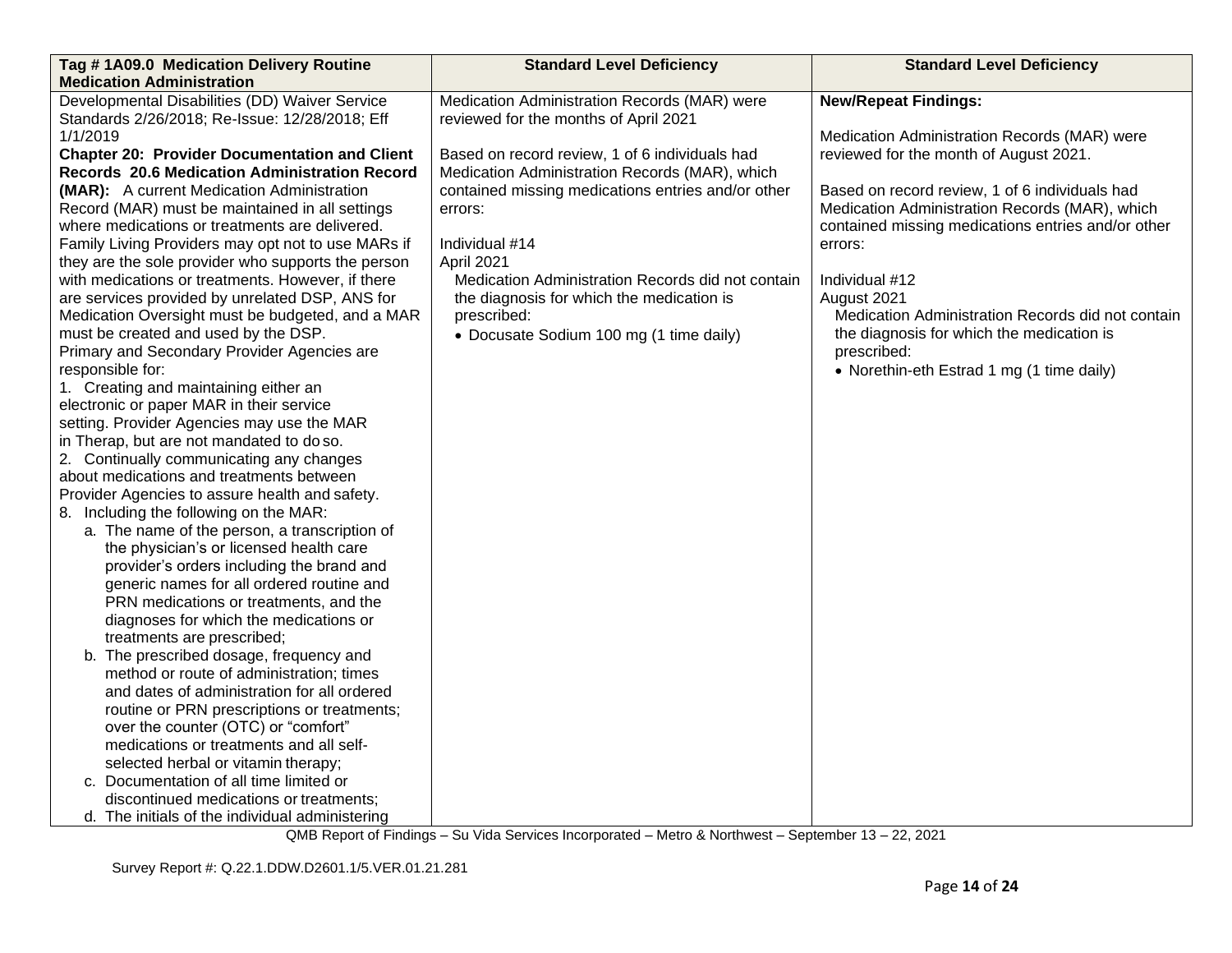| Tag # 1A09.0 Medication Delivery Routine Medication Administration | Standard Level Deficiency | Standard Level Deficiency |
|---|---|---|
| Developmental Disabilities (DD) Waiver Service Standards 2/26/2018; Re-Issue: 12/28/2018; Eff 1/1/2019<br>**Chapter 20: Provider Documentation and Client Records 20.6 Medication Administration Record (MAR):** A current Medication Administration Record (MAR) must be maintained in all settings where medications or treatments are delivered. Family Living Providers may opt not to use MARs if they are the sole provider who supports the person with medications or treatments. However, if there are services provided by unrelated DSP, ANS for Medication Oversight must be budgeted, and a MAR must be created and used by the DSP.<br>Primary and Secondary Provider Agencies are responsible for:<br>1. Creating and maintaining either an electronic or paper MAR in their service setting. Provider Agencies may use the MAR in Therap, but are not mandated to do so.<br>2. Continually communicating any changes about medications and treatments between Provider Agencies to assure health and safety.<br>8. Including the following on the MAR:<br>a. The name of the person, a transcription of the physician's or licensed health care provider's orders including the brand and generic names for all ordered routine and PRN medications or treatments, and the diagnoses for which the medications or treatments are prescribed;<br>b. The prescribed dosage, frequency and method or route of administration; times and dates of administration for all ordered routine or PRN prescriptions or treatments; over the counter (OTC) or "comfort" medications or treatments and all self-selected herbal or vitamin therapy;<br>c. Documentation of all time limited or discontinued medications or treatments;<br>d. The initials of the individual administering | Medication Administration Records (MAR) were reviewed for the months of April 2021<br><br>Based on record review, 1 of 6 individuals had Medication Administration Records (MAR), which contained missing medications entries and/or other errors:<br><br>Individual #14<br>April 2021<br>Medication Administration Records did not contain the diagnosis for which the medication is prescribed:<br>• Docusate Sodium 100 mg (1 time daily) | **New/Repeat Findings:**<br><br>Medication Administration Records (MAR) were reviewed for the month of August 2021.<br><br>Based on record review, 1 of 6 individuals had Medication Administration Records (MAR), which contained missing medications entries and/or other errors:<br><br>Individual #12<br>August 2021<br>Medication Administration Records did not contain the diagnosis for which the medication is prescribed:<br>• Norethin-eth Estrad 1 mg (1 time daily) |

QMB Report of Findings – Su Vida Services Incorporated – Metro & Northwest – September 13 – 22, 2021

Survey Report #: Q.22.1.DDW.D2601.1/5.VER.01.21.281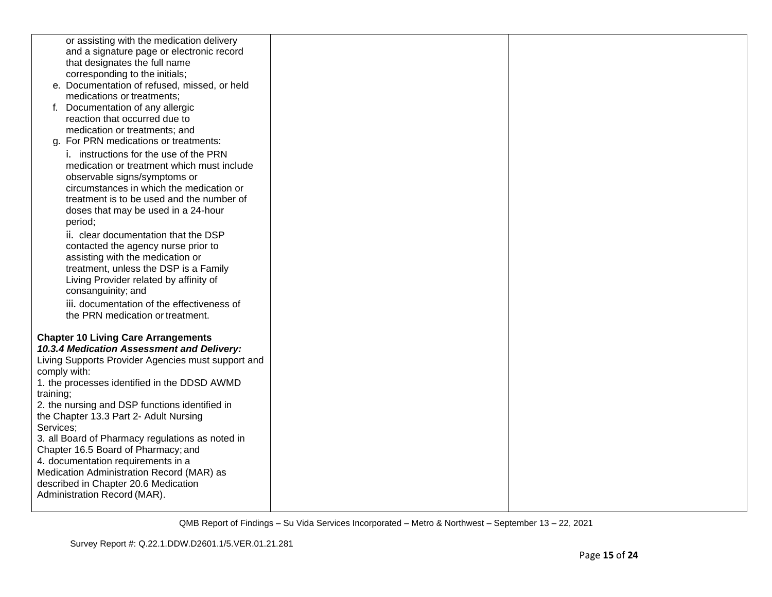| | | |
|---|---|---|
| or assisting with the medication delivery and a signature page or electronic record that designates the full name corresponding to the initials;<br>e. Documentation of refused, missed, or held medications or treatments;<br>f. Documentation of any allergic reaction that occurred due to medication or treatments; and<br>g. For PRN medications or treatments:<br>i. instructions for the use of the PRN medication or treatment which must include observable signs/symptoms or circumstances in which the medication or treatment is to be used and the number of doses that may be used in a 24-hour period;<br>ii. clear documentation that the DSP contacted the agency nurse prior to assisting with the medication or treatment, unless the DSP is a Family Living Provider related by affinity of consanguinity; and<br>iii. documentation of the effectiveness of the PRN medication or treatment.<br><br>**Chapter 10 Living Care Arrangements**<br>***10.3.4 Medication Assessment and Delivery:***<br>Living Supports Provider Agencies must support and comply with:<br>1. the processes identified in the DDSD AWMD training;<br>2. the nursing and DSP functions identified in the Chapter 13.3 Part 2- Adult Nursing Services;<br>3. all Board of Pharmacy regulations as noted in Chapter 16.5 Board of Pharmacy; and<br>4. documentation requirements in a Medication Administration Record (MAR) as described in Chapter 20.6 Medication Administration Record (MAR). | | |

QMB Report of Findings – Su Vida Services Incorporated – Metro & Northwest – September 13 – 22, 2021

Survey Report #: Q.22.1.DDW.D2601.1/5.VER.01.21.281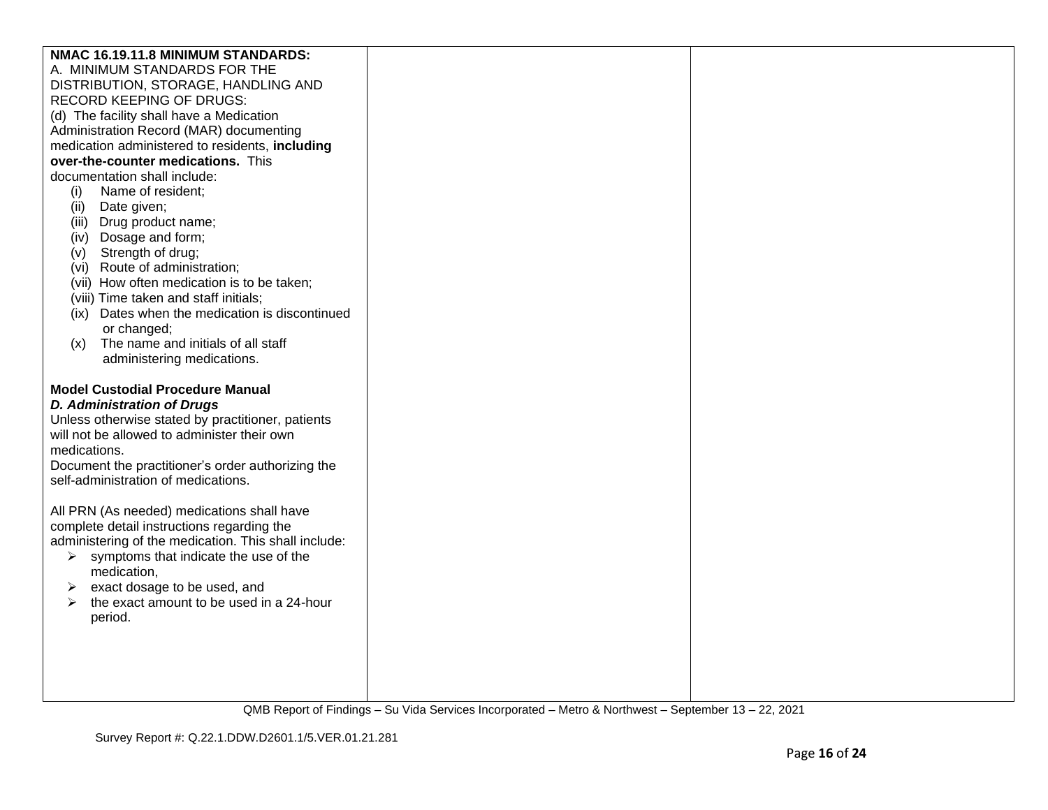| | | |
|---|---|---|
| **NMAC 16.19.11.8 MINIMUM STANDARDS:**<br>A. MINIMUM STANDARDS FOR THE DISTRIBUTION, STORAGE, HANDLING AND RECORD KEEPING OF DRUGS:<br>(d) The facility shall have a Medication Administration Record (MAR) documenting medication administered to residents, **including over-the-counter medications.** This documentation shall include:<br>(i) Name of resident;<br>(ii) Date given;<br>(iii) Drug product name;<br>(iv) Dosage and form;<br>(v) Strength of drug;<br>(vi) Route of administration;<br>(vii) How often medication is to be taken;<br>(viii) Time taken and staff initials;<br>(ix) Dates when the medication is discontinued or changed;<br>(x) The name and initials of all staff administering medications.<br><br>**Model Custodial Procedure Manual**<br>***D. Administration of Drugs***<br>Unless otherwise stated by practitioner, patients will not be allowed to administer their own medications.<br>Document the practitioner's order authorizing the self-administration of medications.<br><br>All PRN (As needed) medications shall have complete detail instructions regarding the administering of the medication. This shall include:<br>➢ symptoms that indicate the use of the medication,<br>➢ exact dosage to be used, and<br>➢ the exact amount to be used in a 24-hour period. | | |

QMB Report of Findings – Su Vida Services Incorporated – Metro & Northwest – September 13 – 22, 2021

Survey Report #: Q.22.1.DDW.D2601.1/5.VER.01.21.281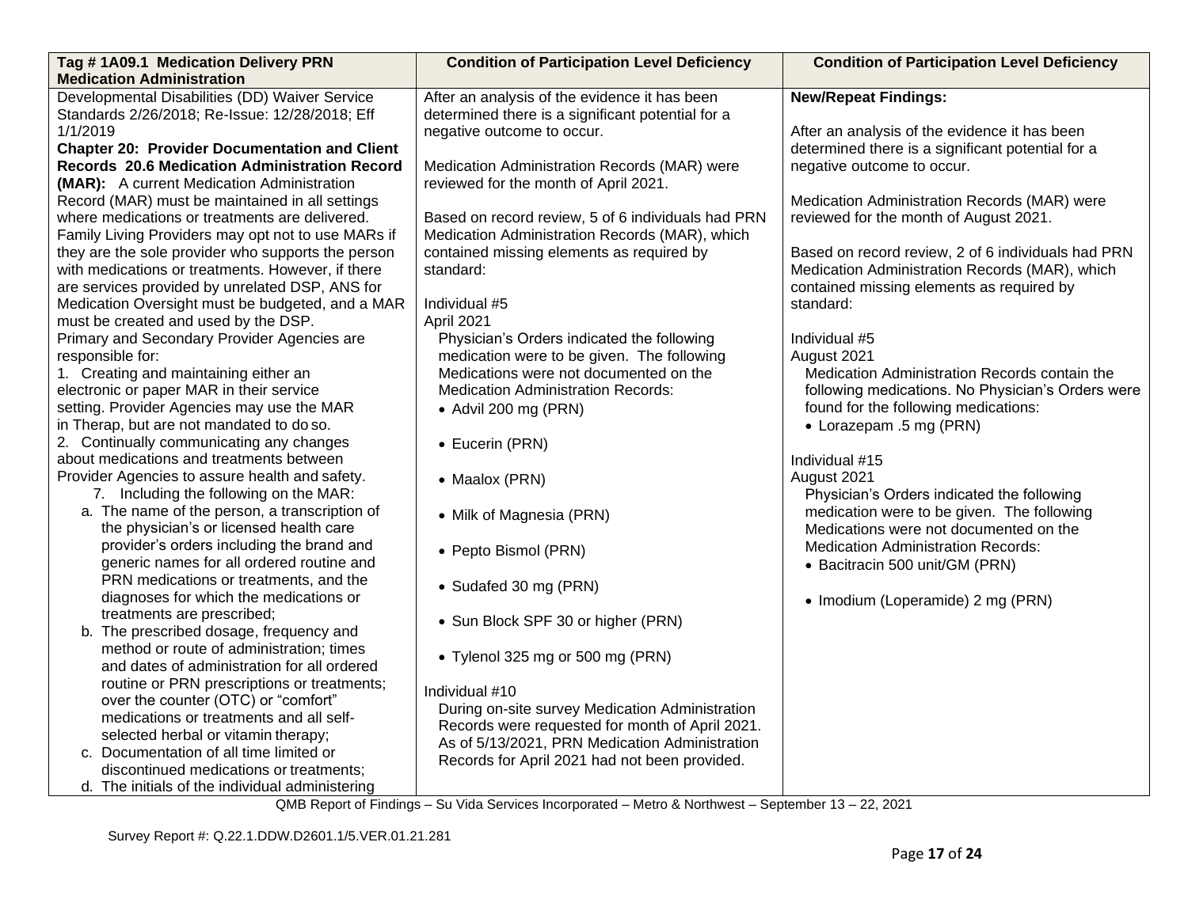| Tag # 1A09.1 Medication Delivery PRN Medication Administration | Condition of Participation Level Deficiency | Condition of Participation Level Deficiency |
|---|---|---|
| Developmental Disabilities (DD) Waiver Service Standards 2/26/2018; Re-Issue: 12/28/2018; Eff 1/1/2019<br>**Chapter 20: Provider Documentation and Client Records 20.6 Medication Administration Record (MAR):** A current Medication Administration Record (MAR) must be maintained in all settings where medications or treatments are delivered. Family Living Providers may opt not to use MARs if they are the sole provider who supports the person with medications or treatments. However, if there are services provided by unrelated DSP, ANS for Medication Oversight must be budgeted, and a MAR must be created and used by the DSP.<br>Primary and Secondary Provider Agencies are responsible for:<br>1. Creating and maintaining either an electronic or paper MAR in their service setting. Provider Agencies may use the MAR in Therap, but are not mandated to do so.<br>2. Continually communicating any changes about medications and treatments between Provider Agencies to assure health and safety.<br>7. Including the following on the MAR:<br>a. The name of the person, a transcription of the physician's or licensed health care provider's orders including the brand and generic names for all ordered routine and PRN medications or treatments, and the diagnoses for which the medications or treatments are prescribed;<br>b. The prescribed dosage, frequency and method or route of administration; times and dates of administration for all ordered routine or PRN prescriptions or treatments; over the counter (OTC) or "comfort" medications or treatments and all self-selected herbal or vitamin therapy;<br>c. Documentation of all time limited or discontinued medications or treatments;<br>d. The initials of the individual administering | After an analysis of the evidence it has been determined there is a significant potential for a negative outcome to occur.<br><br>Medication Administration Records (MAR) were reviewed for the month of April 2021.<br><br>Based on record review, 5 of 6 individuals had PRN Medication Administration Records (MAR), which contained missing elements as required by standard:<br><br>Individual #5<br>April 2021<br>Physician's Orders indicated the following medication were to be given. The following Medications were not documented on the Medication Administration Records:<br>• Advil 200 mg (PRN)<br>• Eucerin (PRN)<br>• Maalox (PRN)<br>• Milk of Magnesia (PRN)<br>• Pepto Bismol (PRN)<br>• Sudafed 30 mg (PRN)<br>• Sun Block SPF 30 or higher (PRN)<br>• Tylenol 325 mg or 500 mg (PRN)<br><br>Individual #10<br>During on-site survey Medication Administration Records were requested for month of April 2021. As of 5/13/2021, PRN Medication Administration Records for April 2021 had not been provided. | **New/Repeat Findings:**<br><br>After an analysis of the evidence it has been determined there is a significant potential for a negative outcome to occur.<br><br>Medication Administration Records (MAR) were reviewed for the month of August 2021.<br><br>Based on record review, 2 of 6 individuals had PRN Medication Administration Records (MAR), which contained missing elements as required by standard:<br><br>Individual #5<br>August 2021<br>Medication Administration Records contain the following medications. No Physician's Orders were found for the following medications:<br>• Lorazepam .5 mg (PRN)<br><br>Individual #15<br>August 2021<br>Physician's Orders indicated the following medication were to be given. The following Medications were not documented on the Medication Administration Records:<br>• Bacitracin 500 unit/GM (PRN)<br>• Imodium (Loperamide) 2 mg (PRN) |

QMB Report of Findings – Su Vida Services Incorporated – Metro & Northwest – September 13 – 22, 2021

Survey Report #: Q.22.1.DDW.D2601.1/5.VER.01.21.281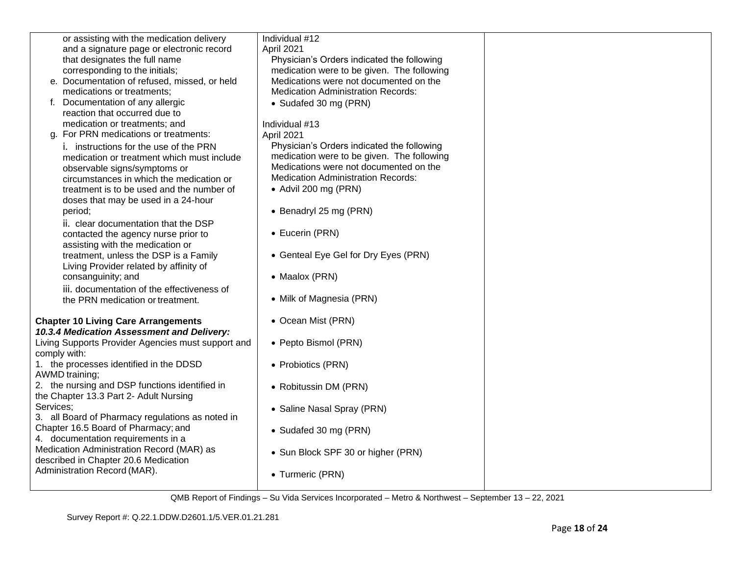| | | |
|---|---|---|
| or assisting with the medication delivery and a signature page or electronic record that designates the full name corresponding to the initials;<br>e. Documentation of refused, missed, or held medications or treatments;<br>f. Documentation of any allergic reaction that occurred due to medication or treatments; and<br>g. For PRN medications or treatments:<br>i. instructions for the use of the PRN medication or treatment which must include observable signs/symptoms or circumstances in which the medication or treatment is to be used and the number of doses that may be used in a 24-hour period;<br>ii. clear documentation that the DSP contacted the agency nurse prior to assisting with the medication or treatment, unless the DSP is a Family Living Provider related by affinity of consanguinity; and<br>iii. documentation of the effectiveness of the PRN medication or treatment.<br><br>**Chapter 10 Living Care Arrangements**<br>***10.3.4 Medication Assessment and Delivery:***<br>Living Supports Provider Agencies must support and comply with:<br>1. the processes identified in the DDSD AWMD training;<br>2. the nursing and DSP functions identified in the Chapter 13.3 Part 2- Adult Nursing Services;<br>3. all Board of Pharmacy regulations as noted in Chapter 16.5 Board of Pharmacy; and<br>4. documentation requirements in a Medication Administration Record (MAR) as described in Chapter 20.6 Medication Administration Record (MAR). | Individual #12<br>April 2021<br>Physician's Orders indicated the following medication were to be given. The following Medications were not documented on the Medication Administration Records:<br>• Sudafed 30 mg (PRN)<br><br>Individual #13<br>April 2021<br>Physician's Orders indicated the following medication were to be given. The following Medications were not documented on the Medication Administration Records:<br>• Advil 200 mg (PRN)<br>• Benadryl 25 mg (PRN)<br>• Eucerin (PRN)<br>• Genteal Eye Gel for Dry Eyes (PRN)<br>• Maalox (PRN)<br>• Milk of Magnesia (PRN)<br>• Ocean Mist (PRN)<br>• Pepto Bismol (PRN)<br>• Probiotics (PRN)<br>• Robitussin DM (PRN)<br>• Saline Nasal Spray (PRN)<br>• Sudafed 30 mg (PRN)<br>• Sun Block SPF 30 or higher (PRN)<br>• Turmeric (PRN) | |

QMB Report of Findings – Su Vida Services Incorporated – Metro & Northwest – September 13 – 22, 2021

Survey Report #: Q.22.1.DDW.D2601.1/5.VER.01.21.281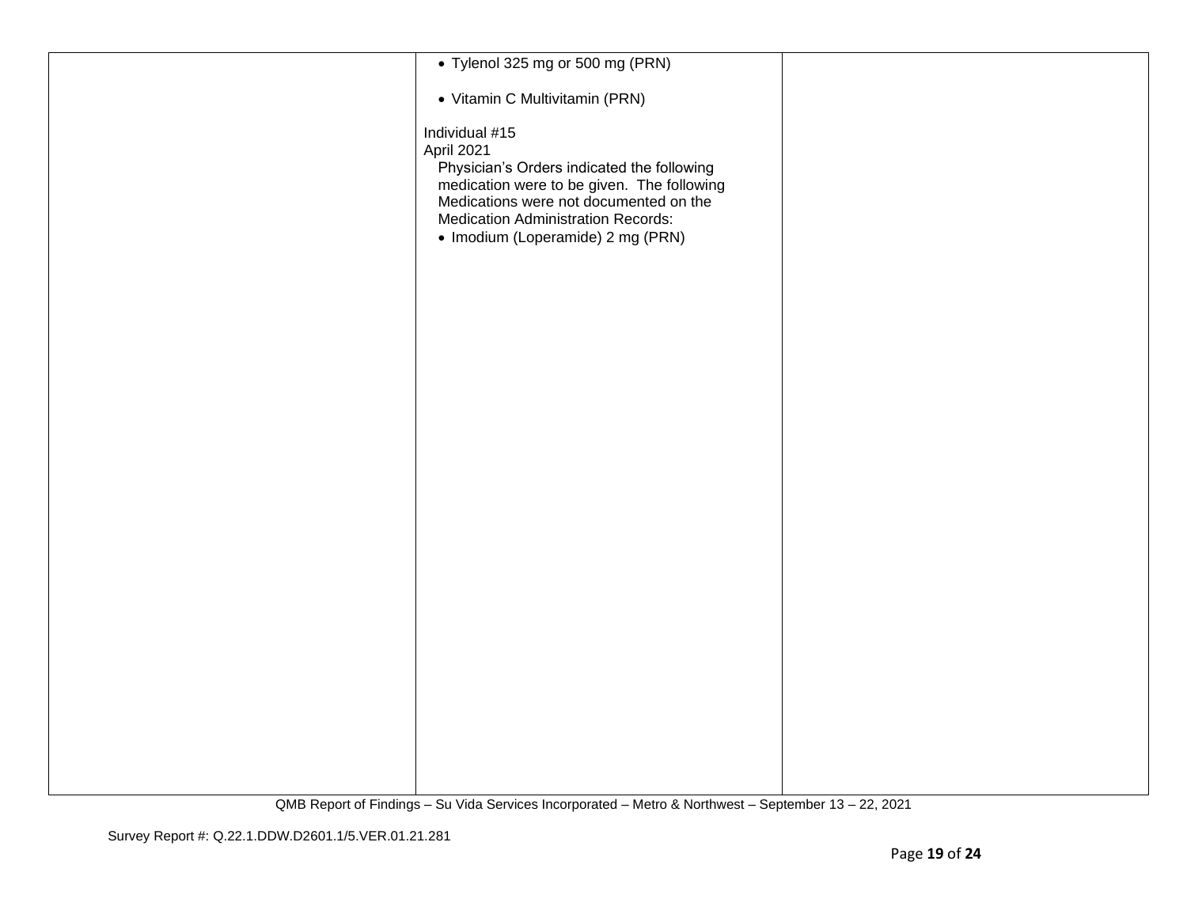| | | |
|---|---|---|
| | • Tylenol 325 mg or 500 mg (PRN)<br><br>• Vitamin C Multivitamin (PRN)<br><br>Individual #15<br>April 2021<br>Physician's Orders indicated the following medication were to be given. The following Medications were not documented on the Medication Administration Records:<br>• Imodium (Loperamide) 2 mg (PRN) | |

QMB Report of Findings – Su Vida Services Incorporated – Metro & Northwest – September 13 – 22, 2021

Survey Report #: Q.22.1.DDW.D2601.1/5.VER.01.21.281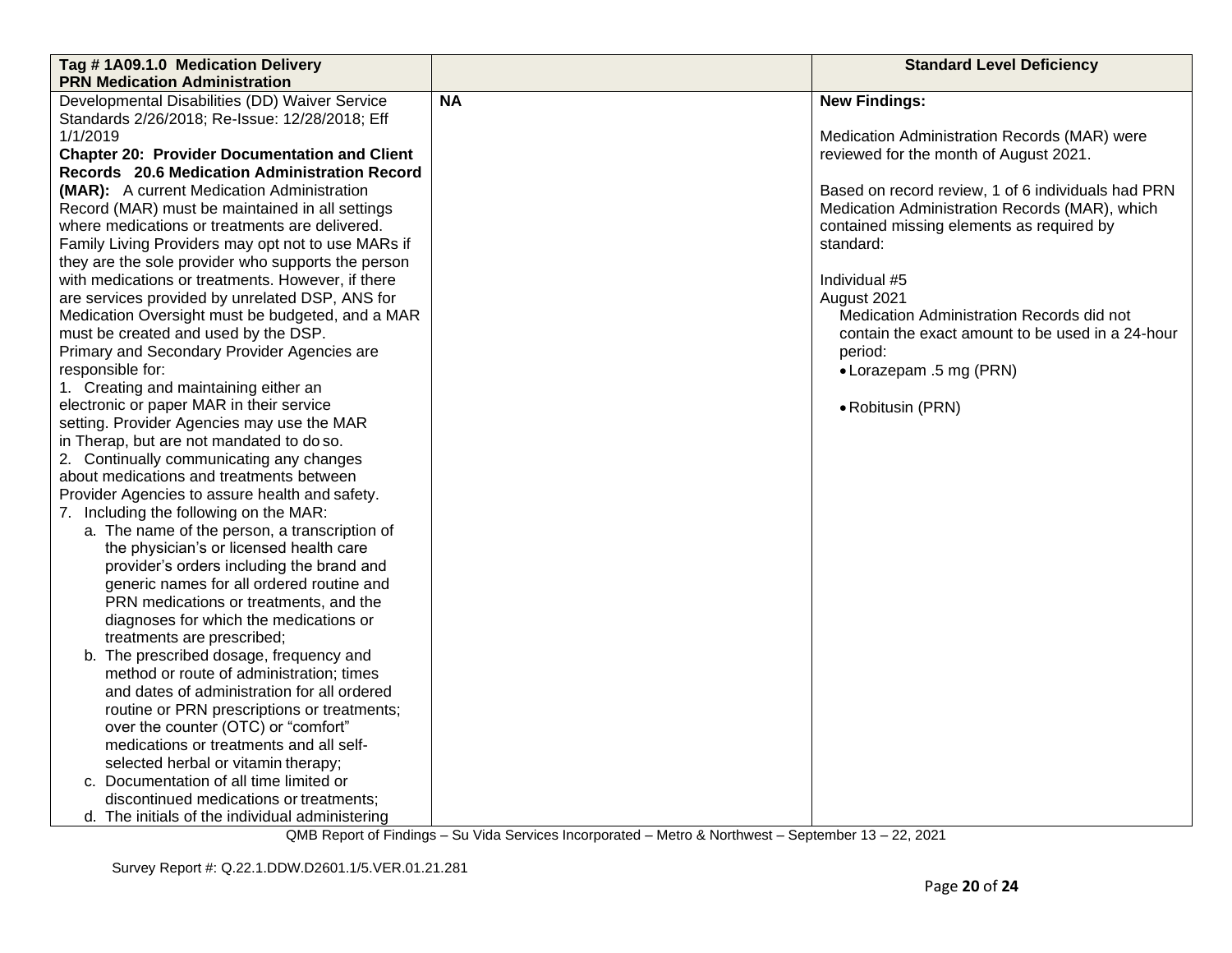| Tag # 1A09.1.0 Medication Delivery PRN Medication Administration | | Standard Level Deficiency |
|---|---|---|
| Developmental Disabilities (DD) Waiver Service Standards 2/26/2018; Re-Issue: 12/28/2018; Eff 1/1/2019<br>**Chapter 20: Provider Documentation and Client Records 20.6 Medication Administration Record (MAR):** A current Medication Administration Record (MAR) must be maintained in all settings where medications or treatments are delivered. Family Living Providers may opt not to use MARs if they are the sole provider who supports the person with medications or treatments. However, if there are services provided by unrelated DSP, ANS for Medication Oversight must be budgeted, and a MAR must be created and used by the DSP.<br>Primary and Secondary Provider Agencies are responsible for:<br>1. Creating and maintaining either an electronic or paper MAR in their service setting. Provider Agencies may use the MAR in Therap, but are not mandated to do so.<br>2. Continually communicating any changes about medications and treatments between Provider Agencies to assure health and safety.<br>7. Including the following on the MAR:<br>a. The name of the person, a transcription of the physician's or licensed health care provider's orders including the brand and generic names for all ordered routine and PRN medications or treatments, and the diagnoses for which the medications or treatments are prescribed;<br>b. The prescribed dosage, frequency and method or route of administration; times and dates of administration for all ordered routine or PRN prescriptions or treatments; over the counter (OTC) or "comfort" medications or treatments and all self-selected herbal or vitamin therapy;<br>c. Documentation of all time limited or discontinued medications or treatments;<br>d. The initials of the individual administering | **NA** | **New Findings:**<br><br>Medication Administration Records (MAR) were reviewed for the month of August 2021.<br><br>Based on record review, 1 of 6 individuals had PRN Medication Administration Records (MAR), which contained missing elements as required by standard:<br><br>Individual #5<br>August 2021<br>Medication Administration Records did not contain the exact amount to be used in a 24-hour period:<br>• Lorazepam .5 mg (PRN)<br><br>• Robitusin (PRN) |

QMB Report of Findings – Su Vida Services Incorporated – Metro & Northwest – September 13 – 22, 2021

Survey Report #: Q.22.1.DDW.D2601.1/5.VER.01.21.281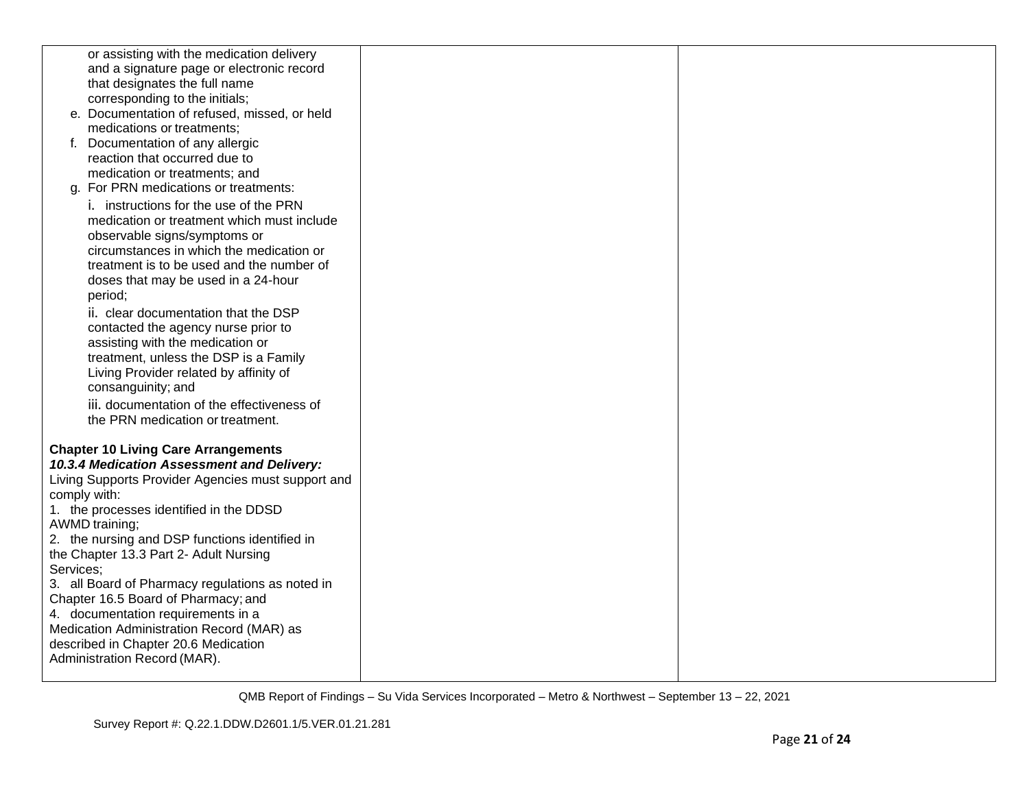| | | |
|---|---|---|
| or assisting with the medication delivery and a signature page or electronic record that designates the full name corresponding to the initials;<br>e. Documentation of refused, missed, or held medications or treatments;<br>f. Documentation of any allergic reaction that occurred due to medication or treatments; and<br>g. For PRN medications or treatments:<br>i. instructions for the use of the PRN medication or treatment which must include observable signs/symptoms or circumstances in which the medication or treatment is to be used and the number of doses that may be used in a 24-hour period;<br>ii. clear documentation that the DSP contacted the agency nurse prior to assisting with the medication or treatment, unless the DSP is a Family Living Provider related by affinity of consanguinity; and<br>iii. documentation of the effectiveness of the PRN medication or treatment.<br><br>**Chapter 10 Living Care Arrangements**<br>***10.3.4 Medication Assessment and Delivery:***<br>Living Supports Provider Agencies must support and comply with:<br>1. the processes identified in the DDSD AWMD training;<br>2. the nursing and DSP functions identified in the Chapter 13.3 Part 2- Adult Nursing Services;<br>3. all Board of Pharmacy regulations as noted in Chapter 16.5 Board of Pharmacy; and<br>4. documentation requirements in a Medication Administration Record (MAR) as described in Chapter 20.6 Medication Administration Record (MAR). | | |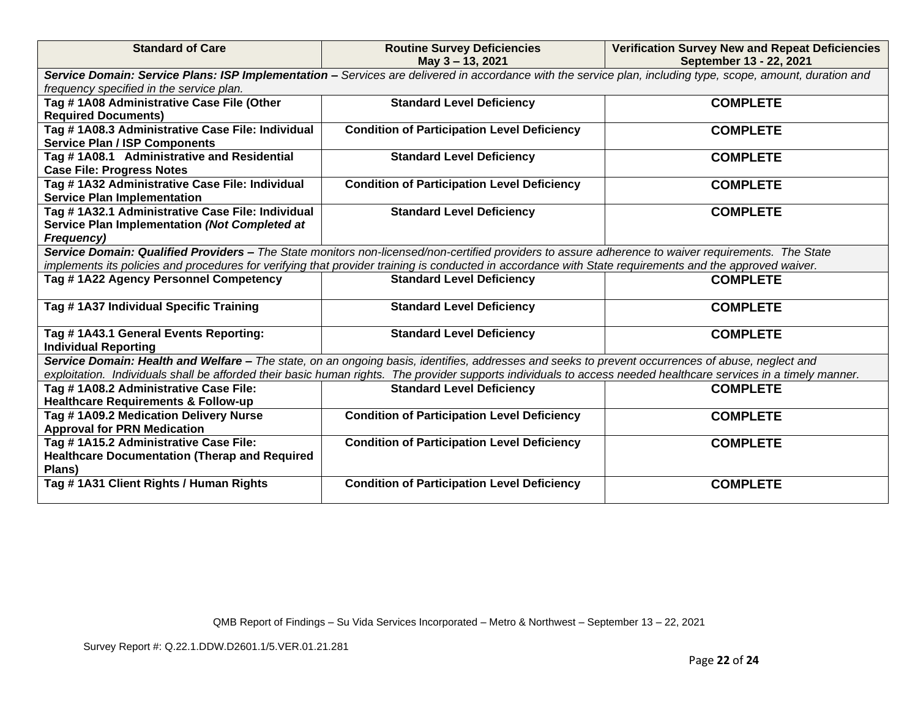| Standard of Care | Routine Survey Deficiencies May 3 – 13, 2021 | Verification Survey New and Repeat Deficiencies September 13 - 22, 2021 |
|---|---|---|
| ***Service Domain: Service Plans: ISP Implementation –*** *Services are delivered in accordance with the service plan, including type, scope, amount, duration and frequency specified in the service plan.* | | |
| **Tag # 1A08 Administrative Case File (Other Required Documents)** | **Standard Level Deficiency** | **COMPLETE** |
| **Tag # 1A08.3 Administrative Case File: Individual Service Plan / ISP Components** | **Condition of Participation Level Deficiency** | **COMPLETE** |
| **Tag # 1A08.1 Administrative and Residential Case File: Progress Notes** | **Standard Level Deficiency** | **COMPLETE** |
| **Tag # 1A32 Administrative Case File: Individual Service Plan Implementation** | **Condition of Participation Level Deficiency** | **COMPLETE** |
| **Tag # 1A32.1 Administrative Case File: Individual Service Plan Implementation *(Not Completed at Frequency)*** | **Standard Level Deficiency** | **COMPLETE** |
| ***Service Domain: Qualified Providers –*** *The State monitors non-licensed/non-certified providers to assure adherence to waiver requirements. The State implements its policies and procedures for verifying that provider training is conducted in accordance with State requirements and the approved waiver.* | | |
| **Tag # 1A22 Agency Personnel Competency** | **Standard Level Deficiency** | **COMPLETE** |
| **Tag # 1A37 Individual Specific Training** | **Standard Level Deficiency** | **COMPLETE** |
| **Tag # 1A43.1 General Events Reporting: Individual Reporting** | **Standard Level Deficiency** | **COMPLETE** |
| ***Service Domain: Health and Welfare –*** *The state, on an ongoing basis, identifies, addresses and seeks to prevent occurrences of abuse, neglect and exploitation. Individuals shall be afforded their basic human rights. The provider supports individuals to access needed healthcare services in a timely manner.* | | |
| **Tag # 1A08.2 Administrative Case File: Healthcare Requirements & Follow-up** | **Standard Level Deficiency** | **COMPLETE** |
| **Tag # 1A09.2 Medication Delivery Nurse Approval for PRN Medication** | **Condition of Participation Level Deficiency** | **COMPLETE** |
| **Tag # 1A15.2 Administrative Case File: Healthcare Documentation (Therap and Required Plans)** | **Condition of Participation Level Deficiency** | **COMPLETE** |
| **Tag # 1A31 Client Rights / Human Rights** | **Condition of Participation Level Deficiency** | **COMPLETE** |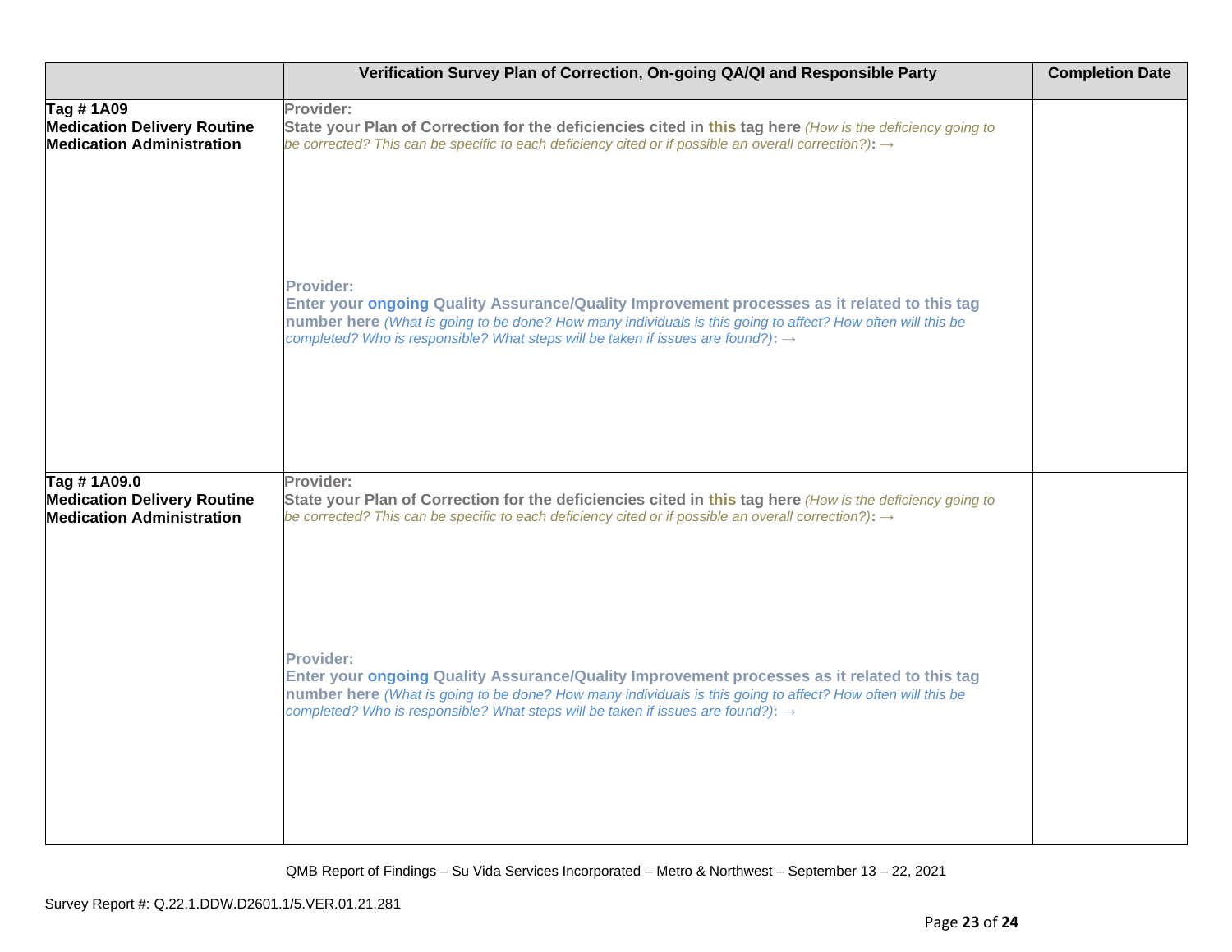| | Verification Survey Plan of Correction, On-going QA/QI and Responsible Party | Completion Date |
|---|---|---|
| **Tag # 1A09 Medication Delivery Routine Medication Administration** | **Provider:** **State your Plan of Correction for the deficiencies cited in this tag here** *(How is the deficiency going to be corrected? This can be specific to each deficiency cited or if possible an overall correction?)*: → <br><br> **Provider:** **Enter your ongoing Quality Assurance/Quality Improvement processes as it related to this tag number here** *(What is going to be done? How many individuals is this going to affect? How often will this be completed? Who is responsible? What steps will be taken if issues are found?)*: → | |
| **Tag # 1A09.0 Medication Delivery Routine Medication Administration** | **Provider:** **State your Plan of Correction for the deficiencies cited in this tag here** *(How is the deficiency going to be corrected? This can be specific to each deficiency cited or if possible an overall correction?)*: → <br><br> **Provider:** **Enter your ongoing Quality Assurance/Quality Improvement processes as it related to this tag number here** *(What is going to be done? How many individuals is this going to affect? How often will this be completed? Who is responsible? What steps will be taken if issues are found?)*: → | |

QMB Report of Findings – Su Vida Services Incorporated – Metro & Northwest – September 13 – 22, 2021

Survey Report #: Q.22.1.DDW.D2601.1/5.VER.01.21.281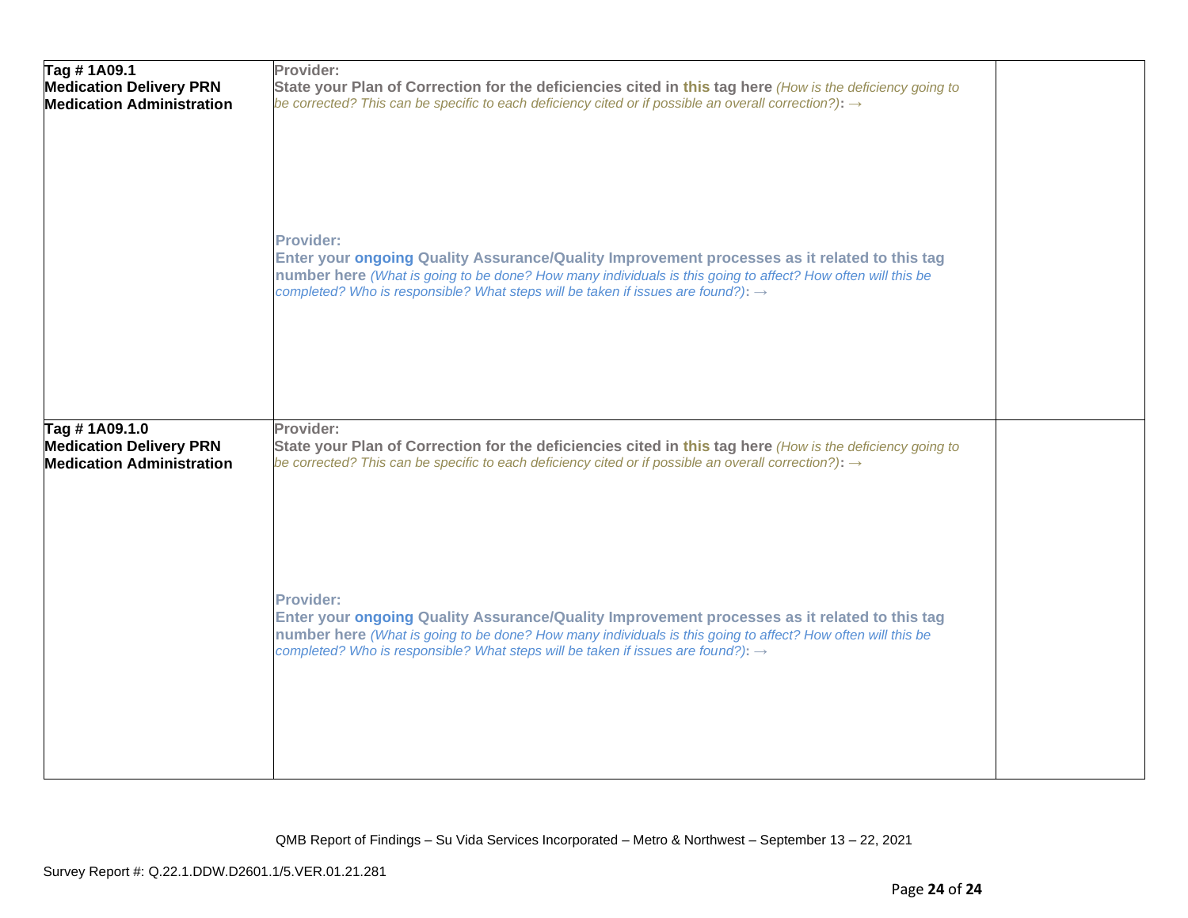| | | |
|---|---|---|
| **Tag # 1A09.1**<br>**Medication Delivery PRN Medication Administration** | **Provider:**<br>**State your Plan of Correction for the deficiencies cited in this tag here** *(How is the deficiency going to be corrected? This can be specific to each deficiency cited or if possible an overall correction?)*: →<br><br><br><br>**Provider:**<br>**Enter your ongoing Quality Assurance/Quality Improvement processes as it related to this tag number here** *(What is going to be done? How many individuals is this going to affect? How often will this be completed? Who is responsible? What steps will be taken if issues are found?)*: → | |
| **Tag # 1A09.1.0**<br>**Medication Delivery PRN Medication Administration** | **Provider:**<br>**State your Plan of Correction for the deficiencies cited in this tag here** *(How is the deficiency going to be corrected? This can be specific to each deficiency cited or if possible an overall correction?)*: →<br><br><br><br>**Provider:**<br>**Enter your ongoing Quality Assurance/Quality Improvement processes as it related to this tag number here** *(What is going to be done? How many individuals is this going to affect? How often will this be completed? Who is responsible? What steps will be taken if issues are found?)*: → | |

QMB Report of Findings – Su Vida Services Incorporated – Metro & Northwest – September 13 – 22, 2021

Survey Report #: Q.22.1.DDW.D2601.1/5.VER.01.21.281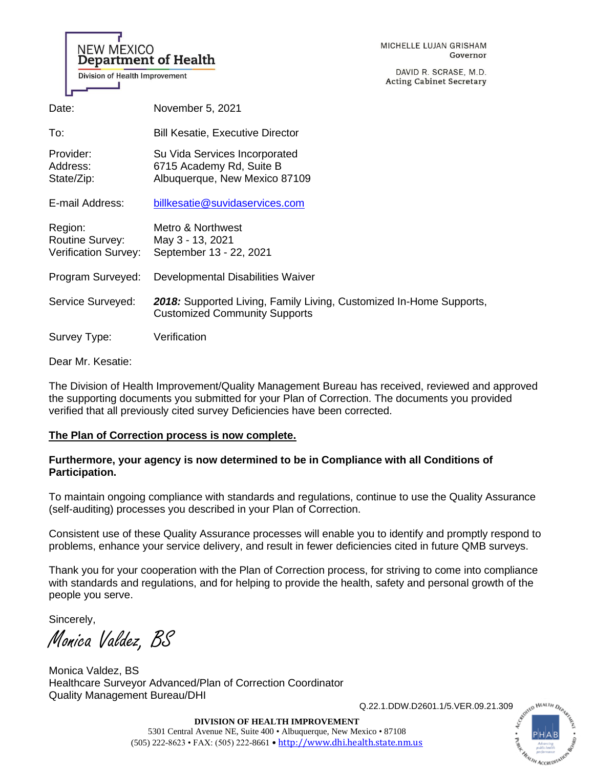NEW MEXICO
**Department of Health**
Division of Health Improvement

MICHELLE LUJAN GRISHAM
Governor

DAVID R. SCRASE, M.D.
Acting Cabinet Secretary

| | |
|---|---|
| Date: | November 5, 2021 |
| To: | Bill Kesatie, Executive Director |
| Provider: | Su Vida Services Incorporated |
| Address: | 6715 Academy Rd, Suite B |
| State/Zip: | Albuquerque, New Mexico 87109 |
| E-mail Address: | billkesatie@suvidaservices.com |
| Region: | Metro & Northwest |
| Routine Survey: | May 3 - 13, 2021 |
| Verification Survey: | September 13 - 22, 2021 |
| Program Surveyed: | Developmental Disabilities Waiver |
| Service Surveyed: | ***2018:*** Supported Living, Family Living, Customized In-Home Supports, Customized Community Supports |
| Survey Type: | Verification |

Dear Mr. Kesatie:

The Division of Health Improvement/Quality Management Bureau has received, reviewed and approved the supporting documents you submitted for your Plan of Correction. The documents you provided verified that all previously cited survey Deficiencies have been corrected.

**The Plan of Correction process is now complete.**

**Furthermore, your agency is now determined to be in Compliance with all Conditions of Participation.**

To maintain ongoing compliance with standards and regulations, continue to use the Quality Assurance (self-auditing) processes you described in your Plan of Correction.

Consistent use of these Quality Assurance processes will enable you to identify and promptly respond to problems, enhance your service delivery, and result in fewer deficiencies cited in future QMB surveys.

Thank you for your cooperation with the Plan of Correction process, for striving to come into compliance with standards and regulations, and for helping to provide the health, safety and personal growth of the people you serve.

Sincerely,

*Monica Valdez, BS*

Monica Valdez, BS
Healthcare Surveyor Advanced/Plan of Correction Coordinator
Quality Management Bureau/DHI

Q.22.1.DDW.D2601.1/5.VER.09.21.309

**DIVISION OF HEALTH IMPROVEMENT**
5301 Central Avenue NE, Suite 400 • Albuquerque, New Mexico • 87108
(505) 222-8623 • FAX: (505) 222-8661 • http://www.dhi.health.state.nm.us